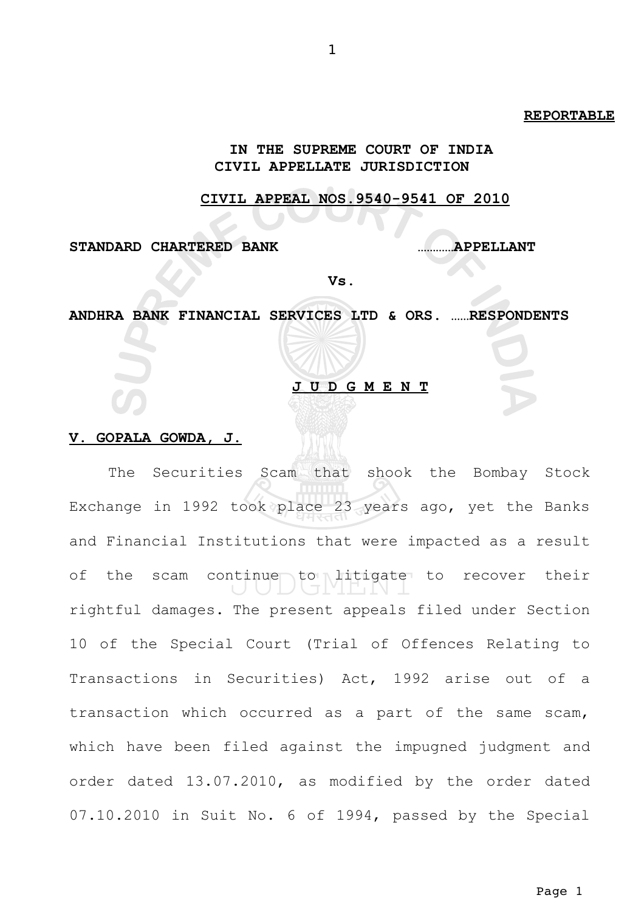**REPORTABLE**

**IN THE SUPREME COURT OF INDIA**
**CIVIL APPELLATE JURISDICTION**

**CIVIL APPEAL NOS.9540-9541 OF 2010**

**STANDARD CHARTERED BANK** …………**APPELLANT**

**Vs.**

**ANDHRA BANK FINANCIAL SERVICES LTD & ORS.** ……**RESPONDENTS**

**J U D G M E N T**

**V. GOPALA GOWDA, J.**

The Securities Scam that shook the Bombay Stock Exchange in 1992 took place 23 years ago, yet the Banks and Financial Institutions that were impacted as a result of the scam continue to litigate to recover their rightful damages. The present appeals filed under Section 10 of the Special Court (Trial of Offences Relating to Transactions in Securities) Act, 1992 arise out of a transaction which occurred as a part of the same scam, which have been filed against the impugned judgment and order dated 13.07.2010, as modified by the order dated 07.10.2010 in Suit No. 6 of 1994, passed by the Special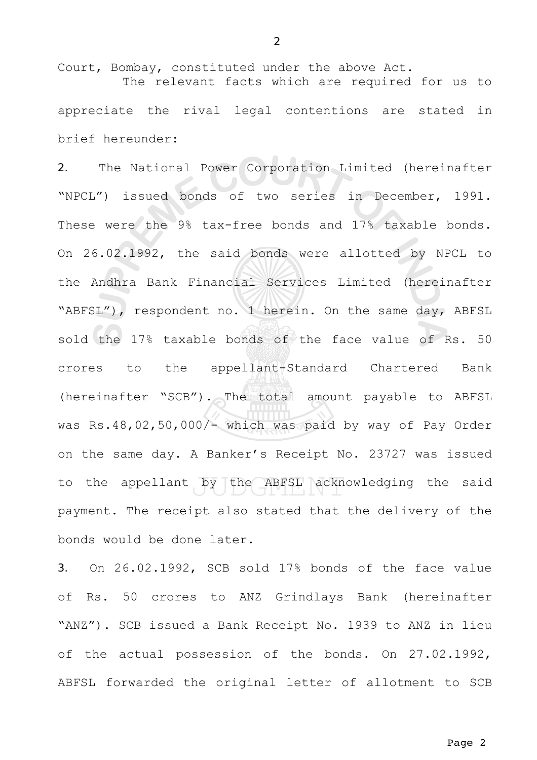Court, Bombay, constituted under the above Act.

The relevant facts which are required for us to appreciate the rival legal contentions are stated in brief hereunder:

2. The National Power Corporation Limited (hereinafter "NPCL") issued bonds of two series in December, 1991. These were the 9% tax-free bonds and 17% taxable bonds. On 26.02.1992, the said bonds were allotted by NPCL to the Andhra Bank Financial Services Limited (hereinafter "ABFSL"), respondent no. 1 herein. On the same day, ABFSL sold the 17% taxable bonds of the face value of Rs. 50 crores to the appellant-Standard Chartered Bank (hereinafter "SCB"). The total amount payable to ABFSL was Rs.48,02,50,000/- which was paid by way of Pay Order on the same day. A Banker's Receipt No. 23727 was issued to the appellant by the ABFSL acknowledging the said payment. The receipt also stated that the delivery of the bonds would be done later.

3. On 26.02.1992, SCB sold 17% bonds of the face value of Rs. 50 crores to ANZ Grindlays Bank (hereinafter "ANZ"). SCB issued a Bank Receipt No. 1939 to ANZ in lieu of the actual possession of the bonds. On 27.02.1992, ABFSL forwarded the original letter of allotment to SCB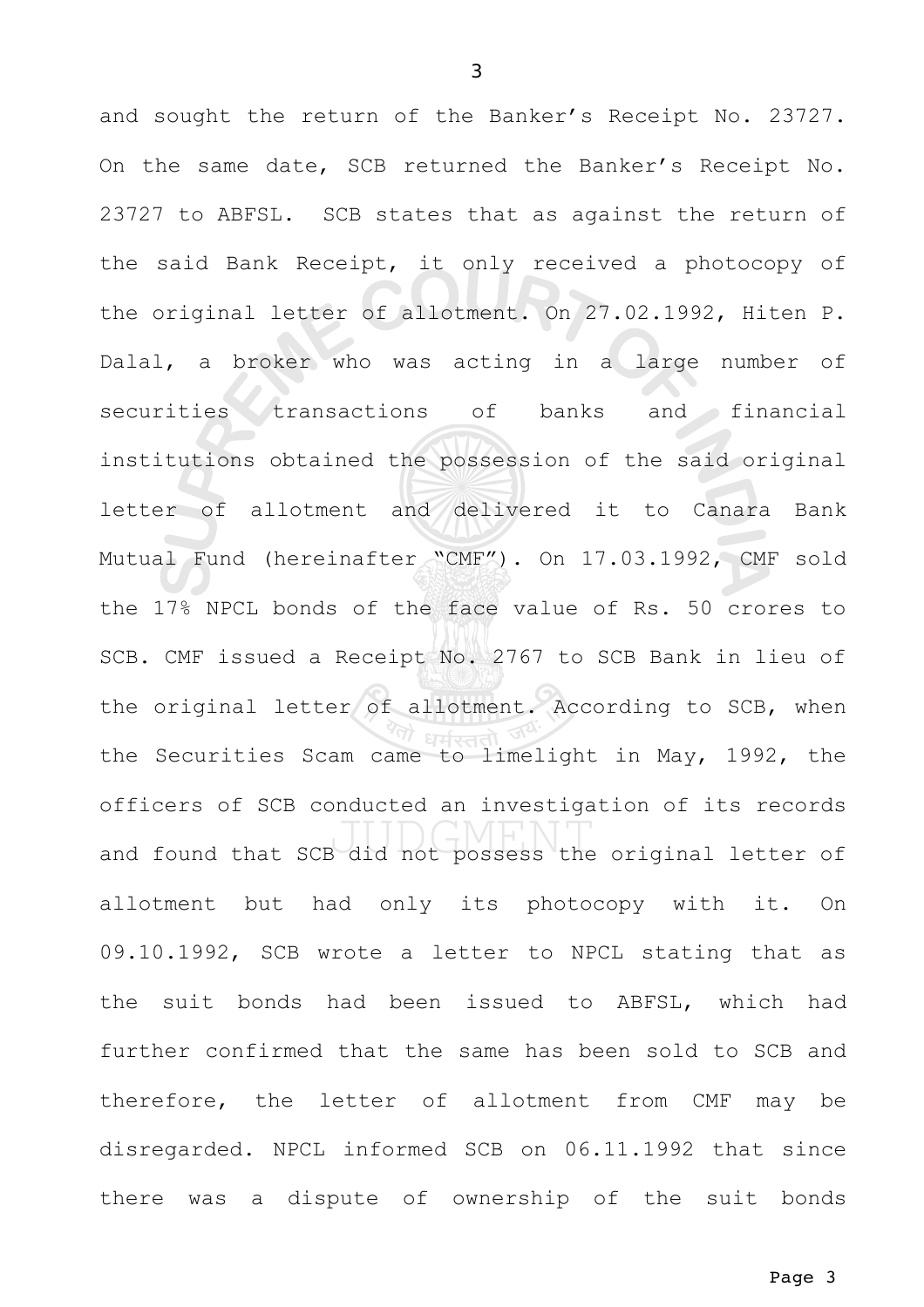and sought the return of the Banker's Receipt No. 23727. On the same date, SCB returned the Banker's Receipt No. 23727 to ABFSL. SCB states that as against the return of the said Bank Receipt, it only received a photocopy of the original letter of allotment. On 27.02.1992, Hiten P. Dalal, a broker who was acting in a large number of securities transactions of banks and financial institutions obtained the possession of the said original letter of allotment and delivered it to Canara Bank Mutual Fund (hereinafter "CMF"). On 17.03.1992, CMF sold the 17% NPCL bonds of the face value of Rs. 50 crores to SCB. CMF issued a Receipt No. 2767 to SCB Bank in lieu of the original letter of allotment. According to SCB, when the Securities Scam came to limelight in May, 1992, the officers of SCB conducted an investigation of its records and found that SCB did not possess the original letter of allotment but had only its photocopy with it. On 09.10.1992, SCB wrote a letter to NPCL stating that as the suit bonds had been issued to ABFSL, which had further confirmed that the same has been sold to SCB and therefore, the letter of allotment from CMF may be disregarded. NPCL informed SCB on 06.11.1992 that since there was a dispute of ownership of the suit bonds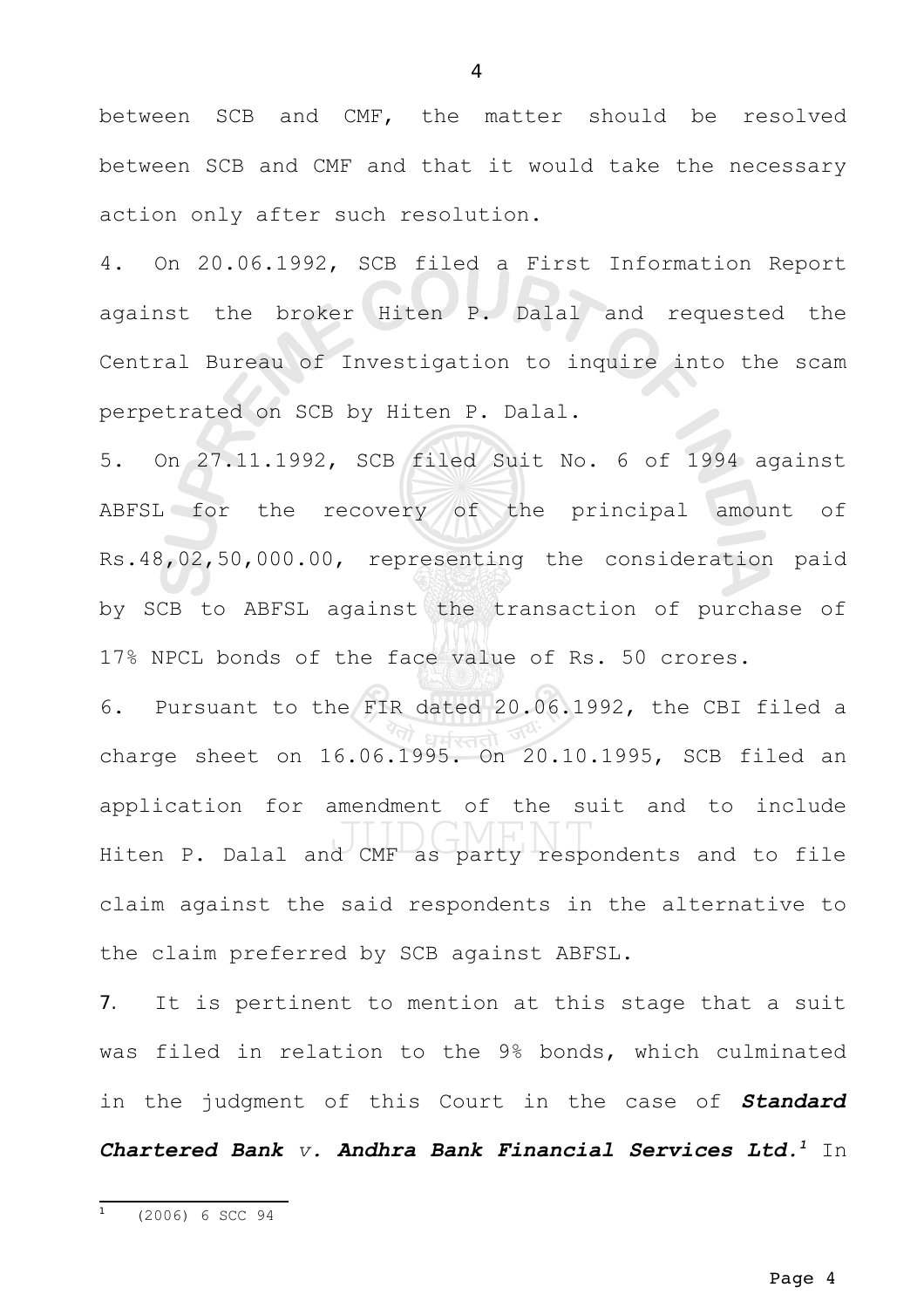between SCB and CMF, the matter should be resolved between SCB and CMF and that it would take the necessary action only after such resolution.

4. On 20.06.1992, SCB filed a First Information Report against the broker Hiten P. Dalal and requested the Central Bureau of Investigation to inquire into the scam perpetrated on SCB by Hiten P. Dalal.

5. On 27.11.1992, SCB filed Suit No. 6 of 1994 against ABFSL for the recovery of the principal amount of Rs.48,02,50,000.00, representing the consideration paid by SCB to ABFSL against the transaction of purchase of 17% NPCL bonds of the face value of Rs. 50 crores.

6. Pursuant to the FIR dated 20.06.1992, the CBI filed a charge sheet on 16.06.1995. On 20.10.1995, SCB filed an application for amendment of the suit and to include Hiten P. Dalal and CMF as party respondents and to file claim against the said respondents in the alternative to the claim preferred by SCB against ABFSL.

7. It is pertinent to mention at this stage that a suit was filed in relation to the 9% bonds, which culminated in the judgment of this Court in the case of ***Standard Chartered Bank** v. **Andhra Bank Financial Services Ltd.***[1] In

[1] (2006) 6 SCC 94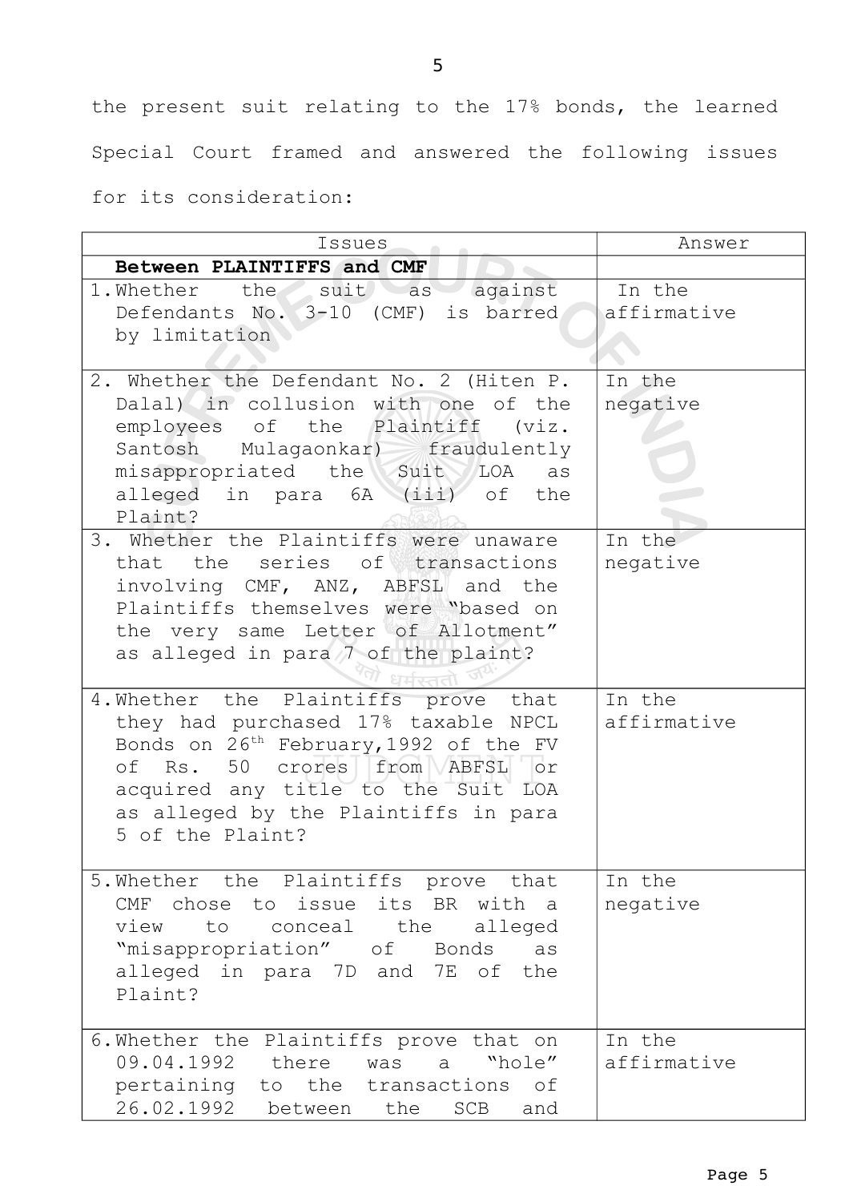the present suit relating to the 17% bonds, the learned Special Court framed and answered the following issues for its consideration:

| Issues | Answer |
|---|---|
| **Between PLAINTIFFS and CMF** | |
| 1. Whether the suit as against Defendants No. 3-10 (CMF) is barred by limitation | In the affirmative |
| 2. Whether the Defendant No. 2 (Hiten P. Dalal) in collusion with one of the employees of the Plaintiff (viz. Santosh Mulagaonkar) fraudulently misappropriated the Suit LOA as alleged in para 6A (iii) of the Plaint? | In the negative |
| 3. Whether the Plaintiffs were unaware that the series of transactions involving CMF, ANZ, ABFSL and the Plaintiffs themselves were "based on the very same Letter of Allotment" as alleged in para 7 of the plaint? | In the negative |
| 4. Whether the Plaintiffs prove that they had purchased 17% taxable NPCL Bonds on 26th February,1992 of the FV of Rs. 50 crores from ABFSL or acquired any title to the Suit LOA as alleged by the Plaintiffs in para 5 of the Plaint? | In the affirmative |
| 5. Whether the Plaintiffs prove that CMF chose to issue its BR with a view to conceal the alleged "misappropriation" of Bonds as alleged in para 7D and 7E of the Plaint? | In the negative |
| 6. Whether the Plaintiffs prove that on 09.04.1992 there was a "hole" pertaining to the transactions of 26.02.1992 between the SCB and | In the affirmative |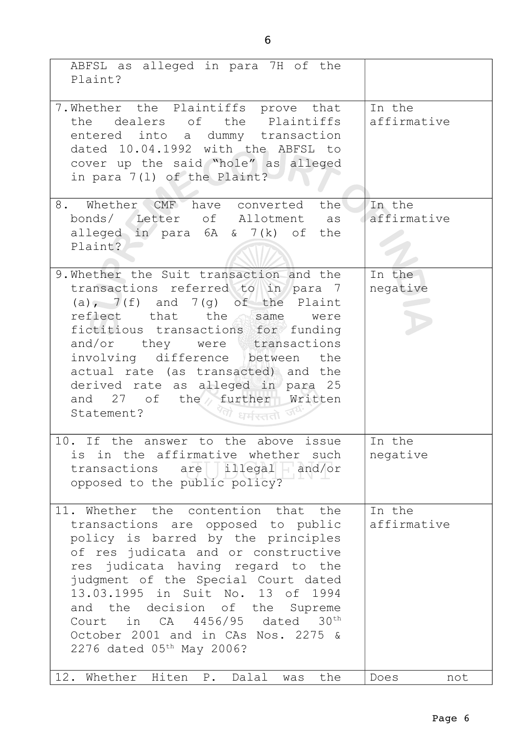| | |
|---|---|
| ABFSL as alleged in para 7H of the Plaint? | |
| 7. Whether the Plaintiffs prove that the dealers of the Plaintiffs entered into a dummy transaction dated 10.04.1992 with the ABFSL to cover up the said "hole" as alleged in para 7(l) of the Plaint? | In the affirmative |
| 8. Whether CMF have converted the bonds/ Letter of Allotment as alleged in para 6A & 7(k) of the Plaint? | In the affirmative |
| 9. Whether the Suit transaction and the transactions referred to in para 7 (a), 7(f) and 7(g) of the Plaint reflect that the same were fictitious transactions for funding and/or they were transactions involving difference between the actual rate (as transacted) and the derived rate as alleged in para 25 and 27 of the further Written Statement? | In the negative |
| 10. If the answer to the above issue is in the affirmative whether such transactions are illegal and/or opposed to the public policy? | In the negative |
| 11. Whether the contention that the transactions are opposed to public policy is barred by the principles of res judicata and or constructive res judicata having regard to the judgment of the Special Court dated 13.03.1995 in Suit No. 13 of 1994 and the decision of the Supreme Court in CA 4456/95 dated 30th October 2001 and in CAs Nos. 2275 & 2276 dated 05th May 2006? | In the affirmative |
| 12. Whether Hiten P. Dalal was the | Does not |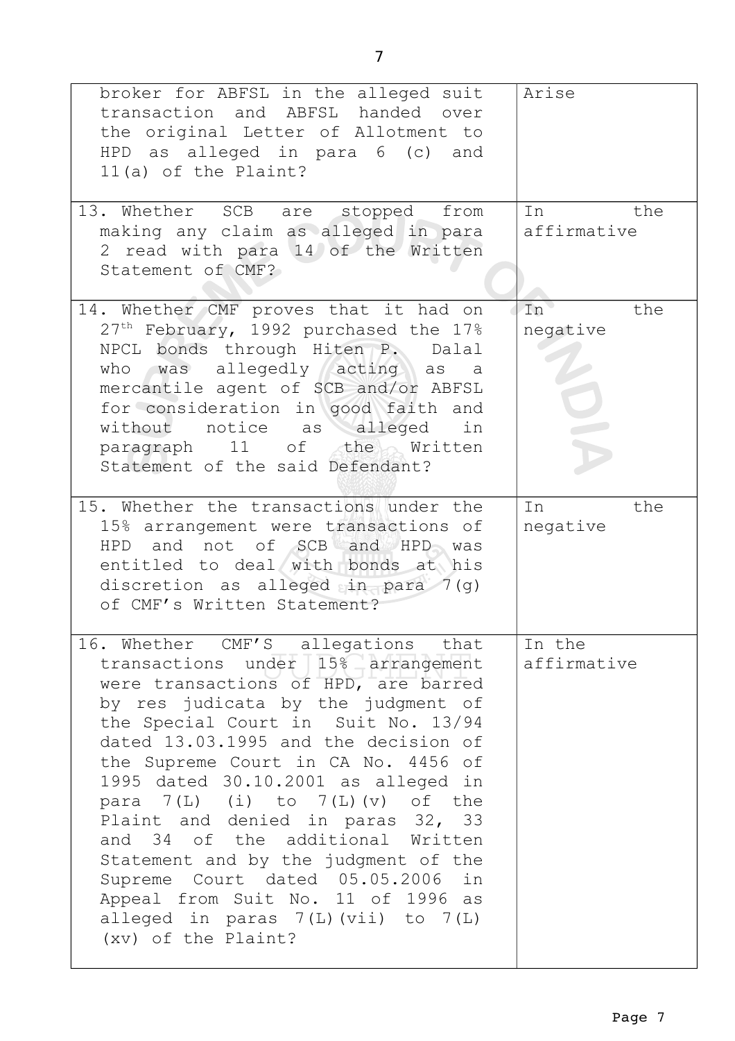| | |
|---|---|
| broker for ABFSL in the alleged suit transaction and ABFSL handed over the original Letter of Allotment to HPD as alleged in para 6 (c) and 11(a) of the Plaint? | Arise |
| 13. Whether SCB are stopped from making any claim as alleged in para 2 read with para 14 of the Written Statement of CMF? | In the affirmative |
| 14. Whether CMF proves that it had on 27th February, 1992 purchased the 17% NPCL bonds through Hiten P. Dalal who was allegedly acting as a mercantile agent of SCB and/or ABFSL for consideration in good faith and without notice as alleged in paragraph 11 of the Written Statement of the said Defendant? | In the negative |
| 15. Whether the transactions under the 15% arrangement were transactions of HPD and not of SCB and HPD was entitled to deal with bonds at his discretion as alleged in para 7(g) of CMF's Written Statement? | In the negative |
| 16. Whether CMF'S allegations that transactions under 15% arrangement were transactions of HPD, are barred by res judicata by the judgment of the Special Court in Suit No. 13/94 dated 13.03.1995 and the decision of the Supreme Court in CA No. 4456 of 1995 dated 30.10.2001 as alleged in para 7(L) (i) to 7(L)(v) of the Plaint and denied in paras 32, 33 and 34 of the additional Written Statement and by the judgment of the Supreme Court dated 05.05.2006 in Appeal from Suit No. 11 of 1996 as alleged in paras 7(L)(vii) to 7(L)(xv) of the Plaint? | In the affirmative |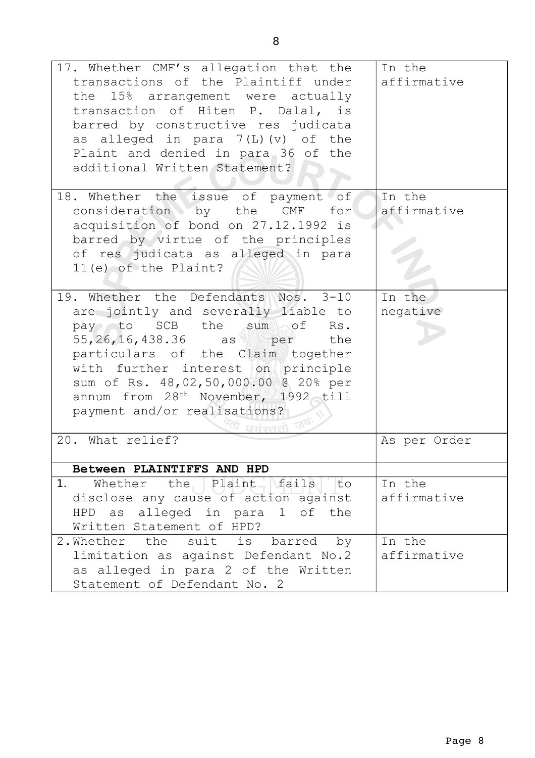| | |
|---|---|
| 17. Whether CMF's allegation that the transactions of the Plaintiff under the 15% arrangement were actually transaction of Hiten P. Dalal, is barred by constructive res judicata as alleged in para 7(L)(v) of the Plaint and denied in para 36 of the additional Written Statement? | In the affirmative |
| 18. Whether the issue of payment of consideration by the CMF for acquisition of bond on 27.12.1992 is barred by virtue of the principles of res judicata as alleged in para 11(e) of the Plaint? | In the affirmative |
| 19. Whether the Defendants Nos. 3-10 are jointly and severally liable to pay to SCB the sum of Rs. 55,26,16,438.36 as per the particulars of the Claim together with further interest on principle sum of Rs. 48,02,50,000.00 @ 20% per annum from 28th November, 1992 till payment and/or realisations? | In the negative |
| 20. What relief? | As per Order |
| **Between PLAINTIFFS AND HPD** | |
| 1. Whether the Plaint fails to disclose any cause of action against HPD as alleged in para 1 of the Written Statement of HPD? | In the affirmative |
| 2. Whether the suit is barred by limitation as against Defendant No.2 as alleged in para 2 of the Written Statement of Defendant No. 2 | In the affirmative |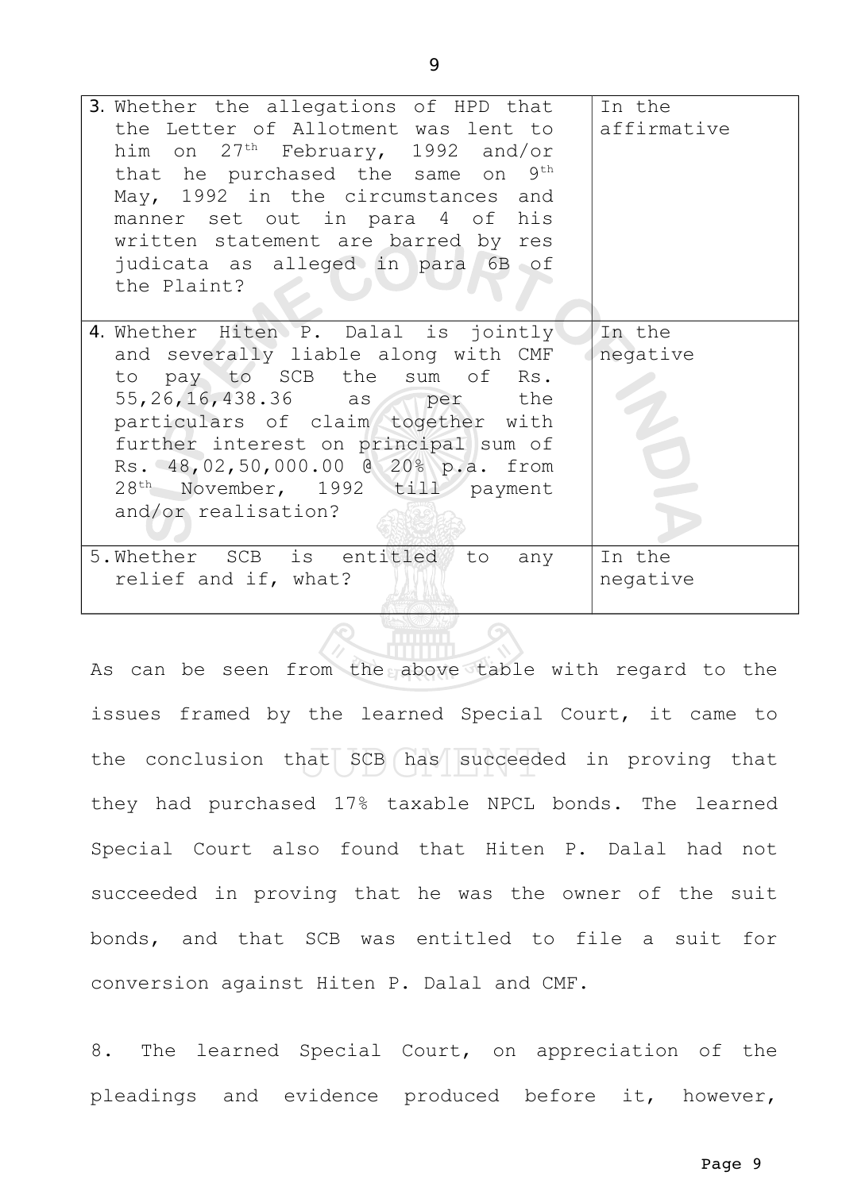| | |
|---|---|
| 3. Whether the allegations of HPD that the Letter of Allotment was lent to him on 27th February, 1992 and/or that he purchased the same on 9th May, 1992 in the circumstances and manner set out in para 4 of his written statement are barred by res judicata as alleged in para 6B of the Plaint? | In the affirmative |
| 4. Whether Hiten P. Dalal is jointly and severally liable along with CMF to pay to SCB the sum of Rs. 55,26,16,438.36 as per the particulars of claim together with further interest on principal sum of Rs. 48,02,50,000.00 @ 20% p.a. from 28th November, 1992 till payment and/or realisation? | In the negative |
| 5. Whether SCB is entitled to any relief and if, what? | In the negative |

As can be seen from the above table with regard to the issues framed by the learned Special Court, it came to the conclusion that SCB has succeeded in proving that they had purchased 17% taxable NPCL bonds. The learned Special Court also found that Hiten P. Dalal had not succeeded in proving that he was the owner of the suit bonds, and that SCB was entitled to file a suit for conversion against Hiten P. Dalal and CMF.

8. The learned Special Court, on appreciation of the pleadings and evidence produced before it, however,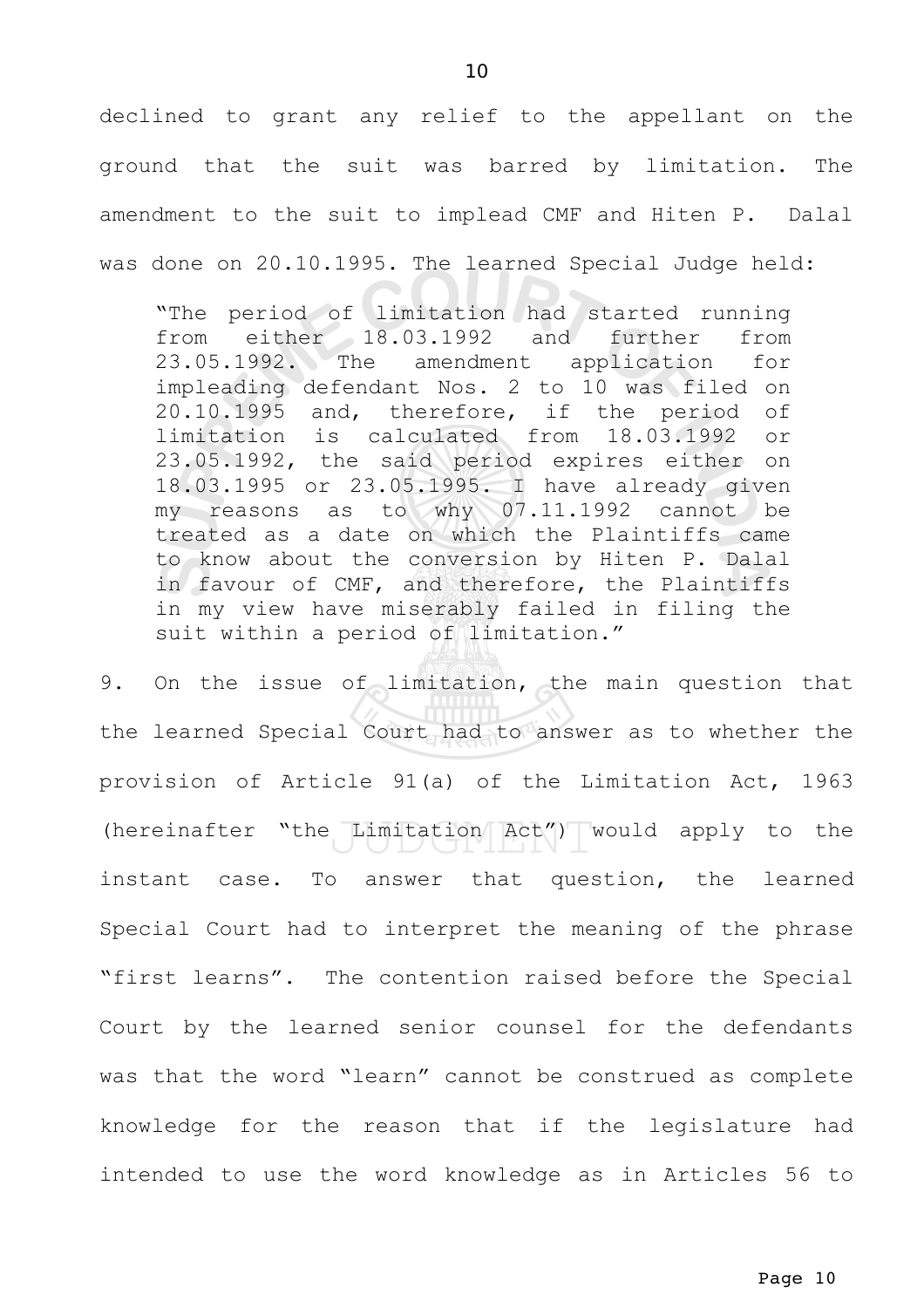declined to grant any relief to the appellant on the ground that the suit was barred by limitation. The amendment to the suit to implead CMF and Hiten P. Dalal was done on 20.10.1995. The learned Special Judge held:

> "The period of limitation had started running from either 18.03.1992 and further from 23.05.1992. The amendment application for impleading defendant Nos. 2 to 10 was filed on 20.10.1995 and, therefore, if the period of limitation is calculated from 18.03.1992 or 23.05.1992, the said period expires either on 18.03.1995 or 23.05.1995. I have already given my reasons as to why 07.11.1992 cannot be treated as a date on which the Plaintiffs came to know about the conversion by Hiten P. Dalal in favour of CMF, and therefore, the Plaintiffs in my view have miserably failed in filing the suit within a period of limitation."

9. On the issue of limitation, the main question that the learned Special Court had to answer as to whether the provision of Article 91(a) of the Limitation Act, 1963 (hereinafter "the Limitation Act") would apply to the instant case. To answer that question, the learned Special Court had to interpret the meaning of the phrase "first learns". The contention raised before the Special Court by the learned senior counsel for the defendants was that the word "learn" cannot be construed as complete knowledge for the reason that if the legislature had intended to use the word knowledge as in Articles 56 to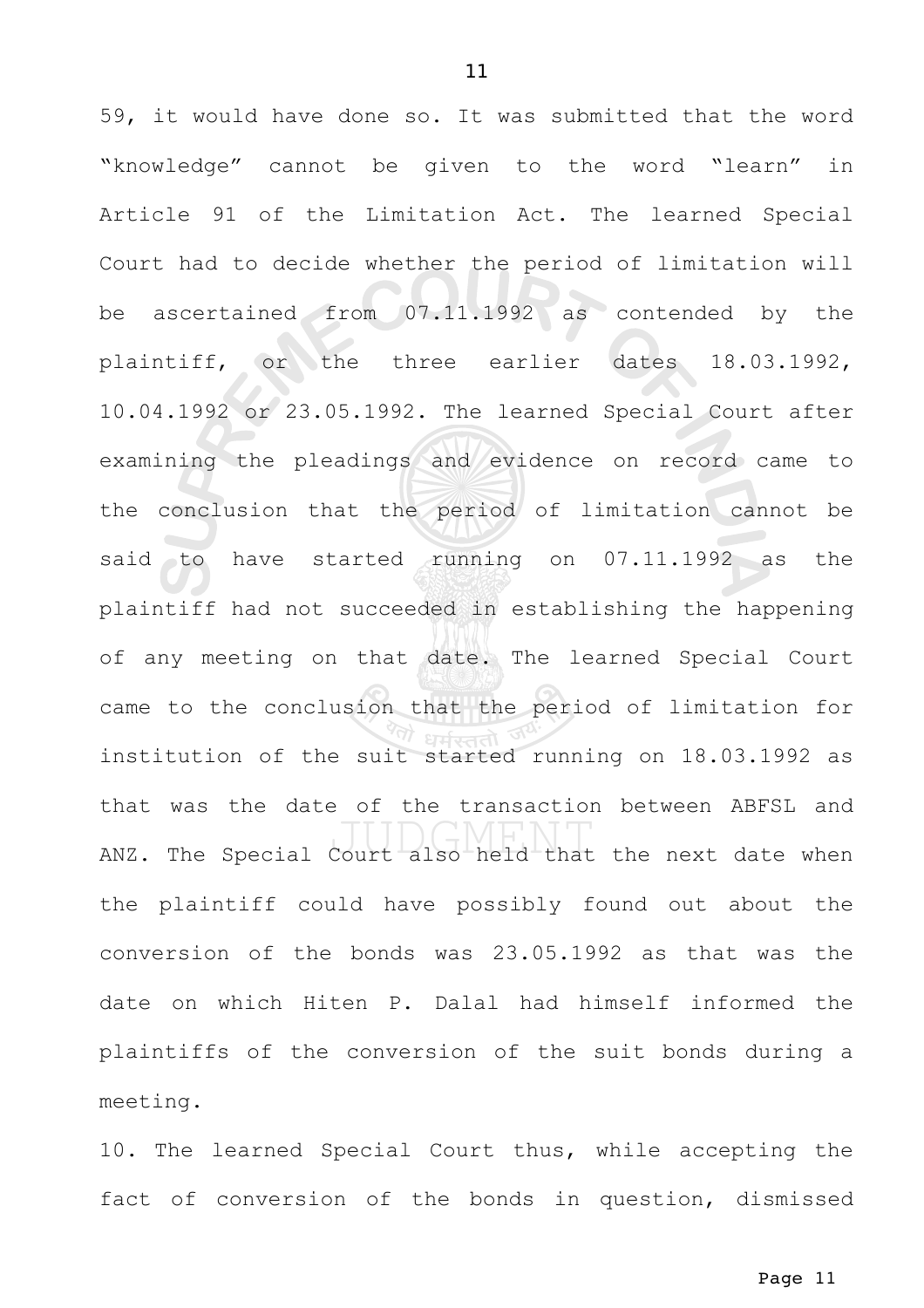59, it would have done so. It was submitted that the word "knowledge" cannot be given to the word "learn" in Article 91 of the Limitation Act. The learned Special Court had to decide whether the period of limitation will be ascertained from 07.11.1992 as contended by the plaintiff, or the three earlier dates 18.03.1992, 10.04.1992 or 23.05.1992. The learned Special Court after examining the pleadings and evidence on record came to the conclusion that the period of limitation cannot be said to have started running on 07.11.1992 as the plaintiff had not succeeded in establishing the happening of any meeting on that date. The learned Special Court came to the conclusion that the period of limitation for institution of the suit started running on 18.03.1992 as that was the date of the transaction between ABFSL and ANZ. The Special Court also held that the next date when the plaintiff could have possibly found out about the conversion of the bonds was 23.05.1992 as that was the date on which Hiten P. Dalal had himself informed the plaintiffs of the conversion of the suit bonds during a meeting.

10. The learned Special Court thus, while accepting the fact of conversion of the bonds in question, dismissed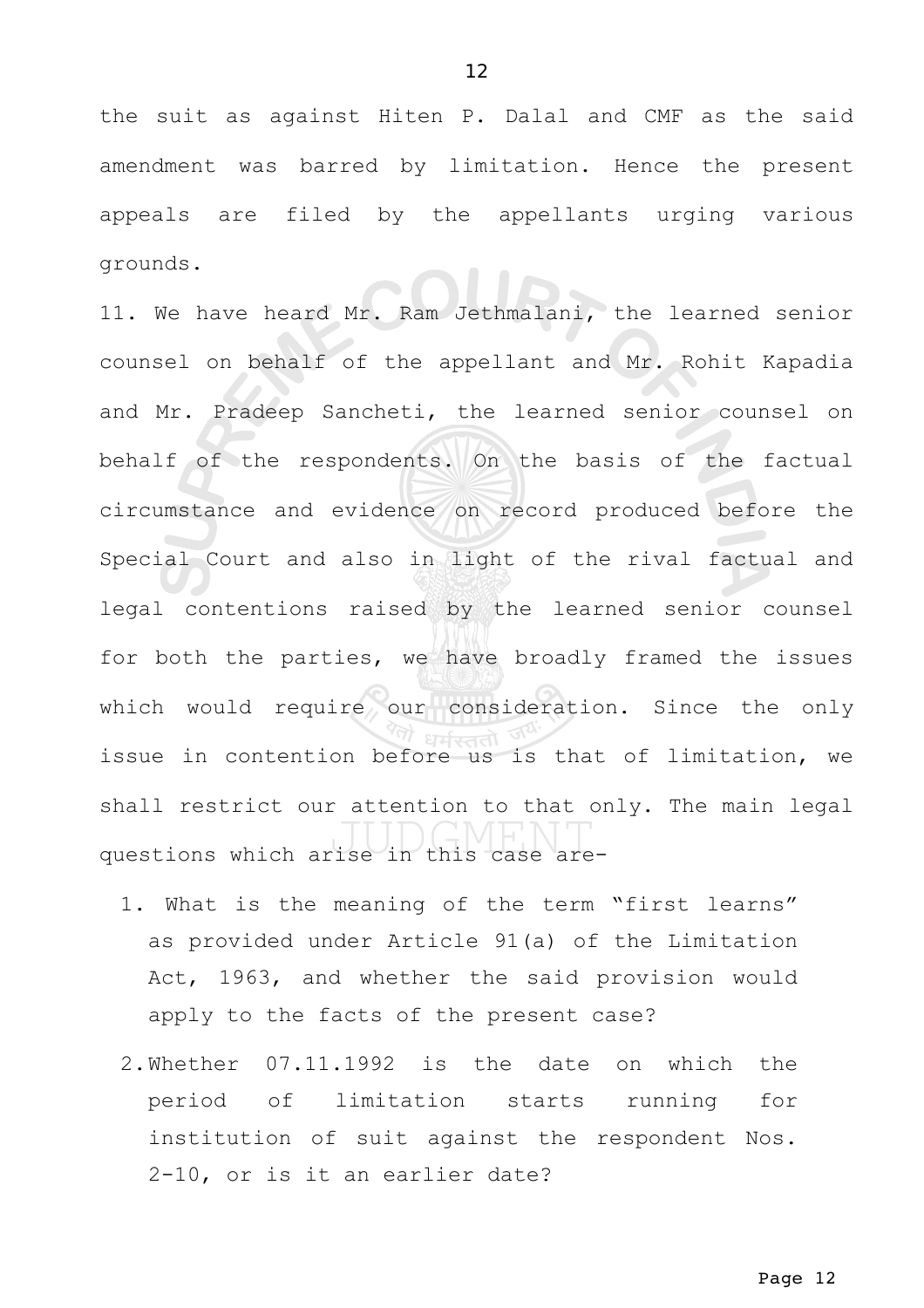the suit as against Hiten P. Dalal and CMF as the said amendment was barred by limitation. Hence the present appeals are filed by the appellants urging various grounds.

11. We have heard Mr. Ram Jethmalani, the learned senior counsel on behalf of the appellant and Mr. Rohit Kapadia and Mr. Pradeep Sancheti, the learned senior counsel on behalf of the respondents. On the basis of the factual circumstance and evidence on record produced before the Special Court and also in light of the rival factual and legal contentions raised by the learned senior counsel for both the parties, we have broadly framed the issues which would require our consideration. Since the only issue in contention before us is that of limitation, we shall restrict our attention to that only. The main legal questions which arise in this case are-

1. What is the meaning of the term "first learns" as provided under Article 91(a) of the Limitation Act, 1963, and whether the said provision would apply to the facts of the present case?

2. Whether 07.11.1992 is the date on which the period of limitation starts running for institution of suit against the respondent Nos. 2-10, or is it an earlier date?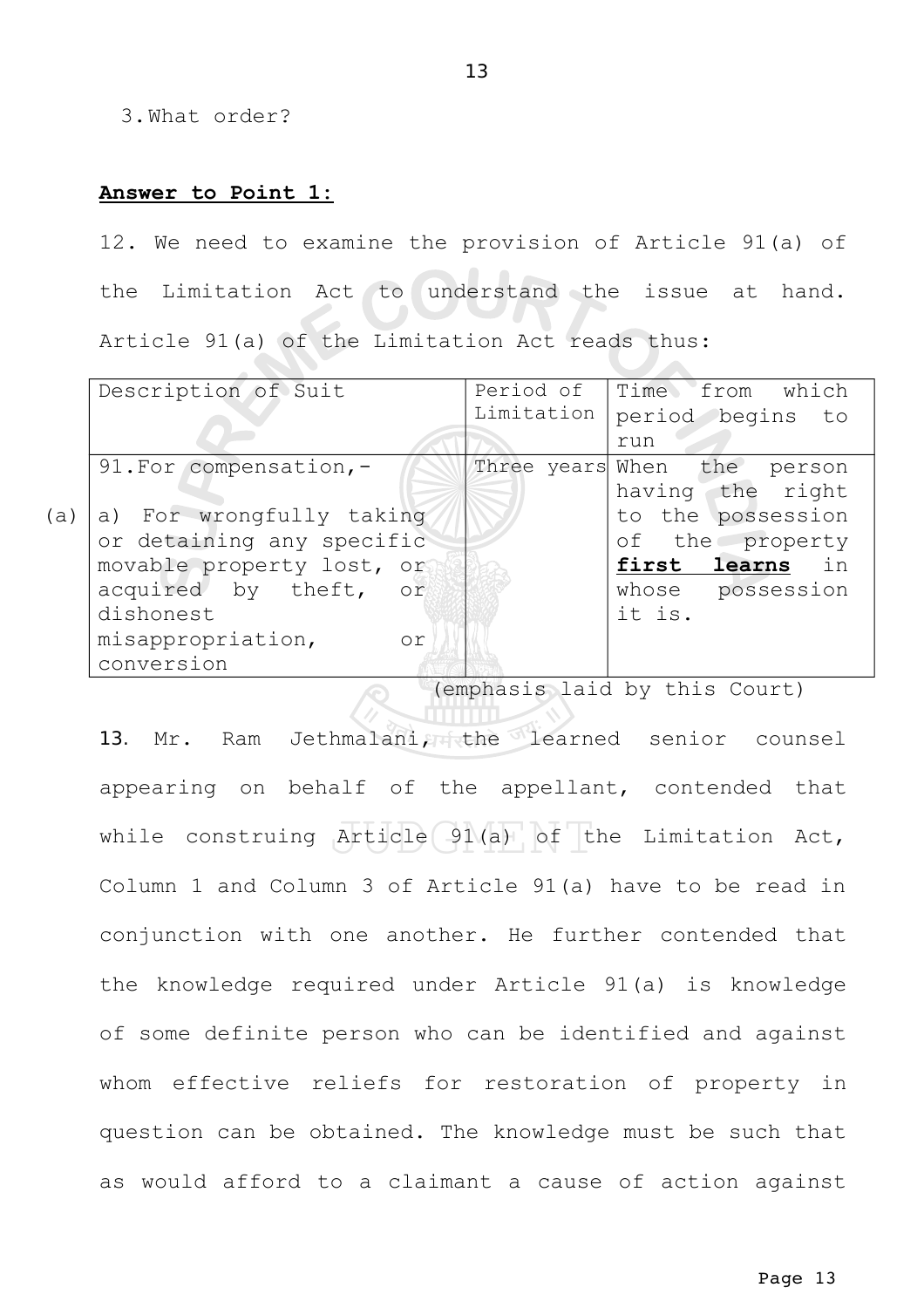3. What order?

**Answer to Point 1:**

12. We need to examine the provision of Article 91(a) of the Limitation Act to understand the issue at hand. Article 91(a) of the Limitation Act reads thus:

| | Description of Suit | Period of Limitation | Time from which period begins to run |
|---|---|---|---|
| (a) | 91. For compensation,-<br><br>a) For wrongfully taking or detaining any specific movable property lost, or acquired by theft, or dishonest misappropriation, or conversion | Three years | When the person having the right to the possession of the property ***first learns*** in whose possession it is. |

(emphasis laid by this Court)

**13**. Mr. Ram Jethmalani, the learned senior counsel appearing on behalf of the appellant, contended that while construing Article 91(a) of the Limitation Act, Column 1 and Column 3 of Article 91(a) have to be read in conjunction with one another. He further contended that the knowledge required under Article 91(a) is knowledge of some definite person who can be identified and against whom effective reliefs for restoration of property in question can be obtained. The knowledge must be such that as would afford to a claimant a cause of action against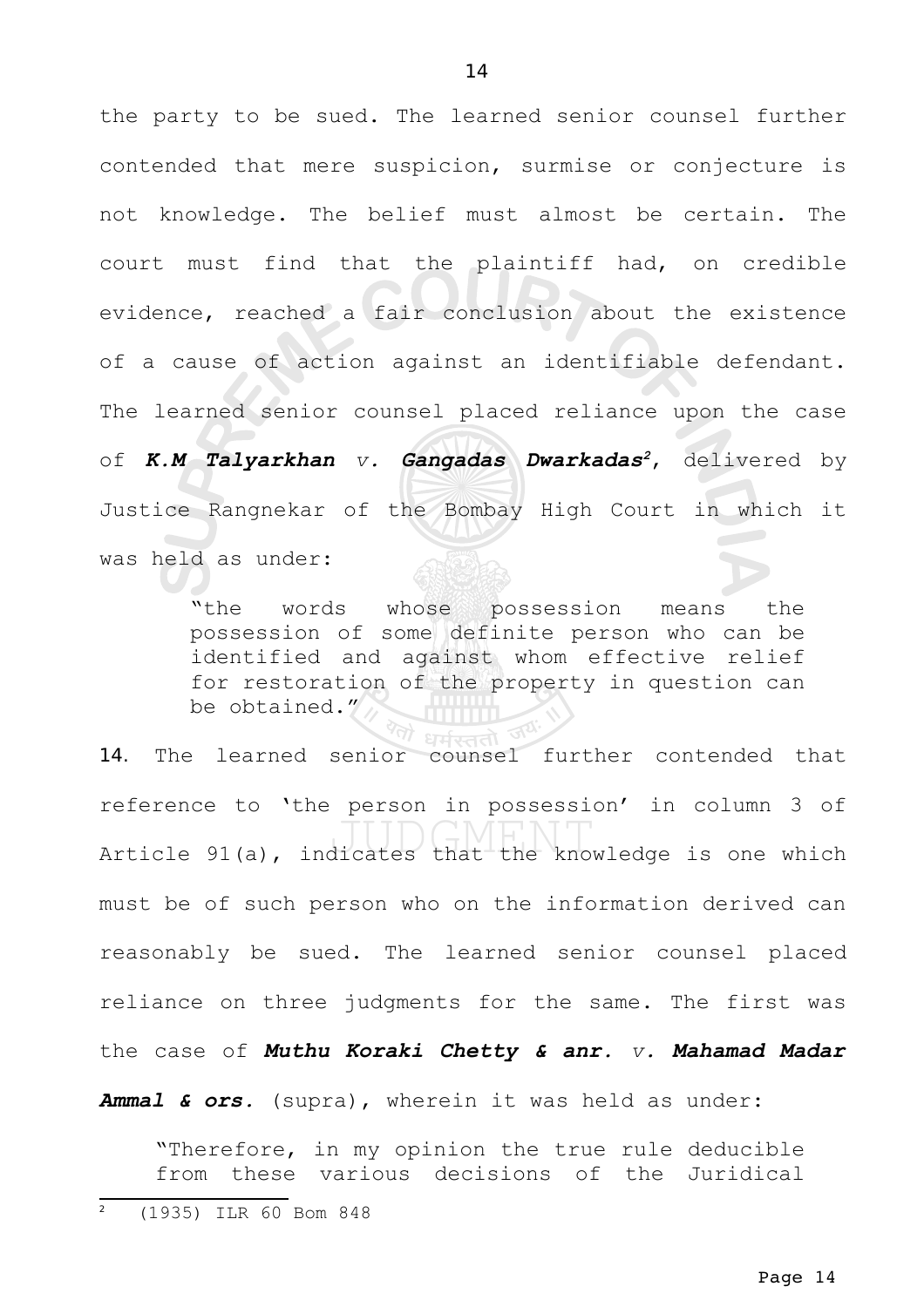the party to be sued. The learned senior counsel further contended that mere suspicion, surmise or conjecture is not knowledge. The belief must almost be certain. The court must find that the plaintiff had, on credible evidence, reached a fair conclusion about the existence of a cause of action against an identifiable defendant. The learned senior counsel placed reliance upon the case of ***K.M Talyarkhan** v. **Gangadas Dwarkadas***[2], delivered by Justice Rangnekar of the Bombay High Court in which it was held as under:

> "the words whose possession means the possession of some definite person who can be identified and against whom effective relief for restoration of the property in question can be obtained."

**14**. The learned senior counsel further contended that reference to 'the person in possession' in column 3 of Article 91(a), indicates that the knowledge is one which must be of such person who on the information derived can reasonably be sued. The learned senior counsel placed reliance on three judgments for the same. The first was the case of ***Muthu Koraki Chetty & anr.** v. **Mahamad Madar Ammal & ors.*** (supra), wherein it was held as under:

> "Therefore, in my opinion the true rule deducible from these various decisions of the Juridical

---

[2] (1935) ILR 60 Bom 848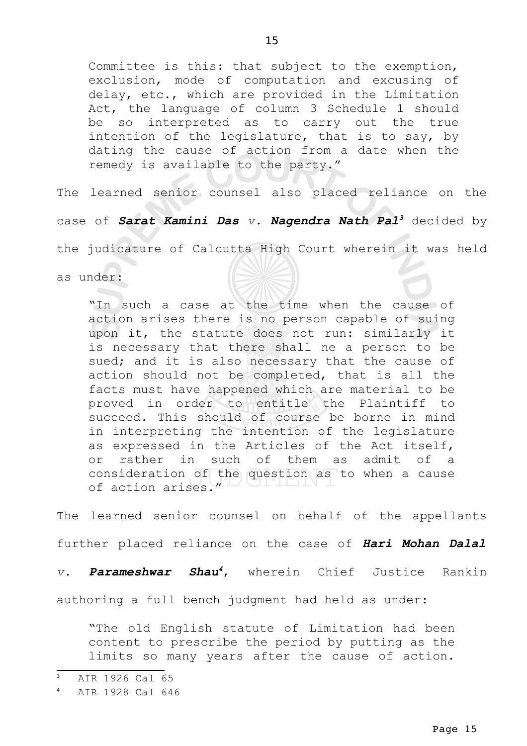> Committee is this: that subject to the exemption, exclusion, mode of computation and excusing of delay, etc., which are provided in the Limitation Act, the language of column 3 Schedule 1 should be so interpreted as to carry out the true intention of the legislature, that is to say, by dating the cause of action from a date when the remedy is available to the party."

The learned senior counsel also placed reliance on the case of ***Sarat Kamini Das** v. **Nagendra Nath Pal***[3] decided by the judicature of Calcutta High Court wherein it was held as under:

> "In such a case at the time when the cause of action arises there is no person capable of suing upon it, the statute does not run: similarly it is necessary that there shall ne a person to be sued; and it is also necessary that the cause of action should not be completed, that is all the facts must have happened which are material to be proved in order to entitle the Plaintiff to succeed. This should of course be borne in mind in interpreting the intention of the legislature as expressed in the Articles of the Act itself, or rather in such of them as admit of a consideration of the question as to when a cause of action arises."

The learned senior counsel on behalf of the appellants further placed reliance on the case of ***Hari Mohan Dalal** v. **Parameshwar Shau***[4], wherein Chief Justice Rankin authoring a full bench judgment had held as under:

> "The old English statute of Limitation had been content to prescribe the period by putting as the limits so many years after the cause of action.

[3] AIR 1926 Cal 65

[4] AIR 1928 Cal 646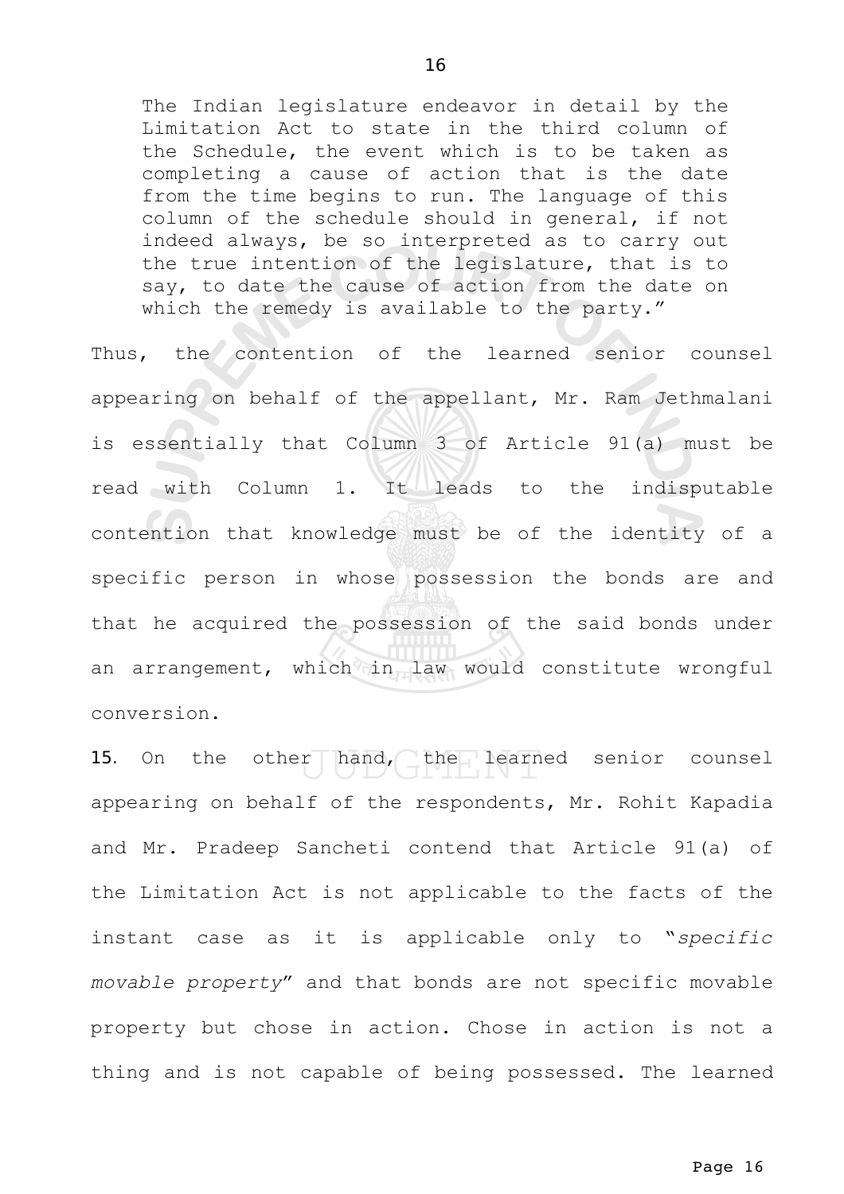> The Indian legislature endeavor in detail by the Limitation Act to state in the third column of the Schedule, the event which is to be taken as completing a cause of action that is the date from the time begins to run. The language of this column of the schedule should in general, if not indeed always, be so interpreted as to carry out the true intention of the legislature, that is to say, to date the cause of action from the date on which the remedy is available to the party."

Thus, the contention of the learned senior counsel appearing on behalf of the appellant, Mr. Ram Jethmalani is essentially that Column 3 of Article 91(a) must be read with Column 1. It leads to the indisputable contention that knowledge must be of the identity of a specific person in whose possession the bonds are and that he acquired the possession of the said bonds under an arrangement, which in law would constitute wrongful conversion.

**15**. On the other hand, the learned senior counsel appearing on behalf of the respondents, Mr. Rohit Kapadia and Mr. Pradeep Sancheti contend that Article 91(a) of the Limitation Act is not applicable to the facts of the instant case as it is applicable only to "*specific movable property*" and that bonds are not specific movable property but chose in action. Chose in action is not a thing and is not capable of being possessed. The learned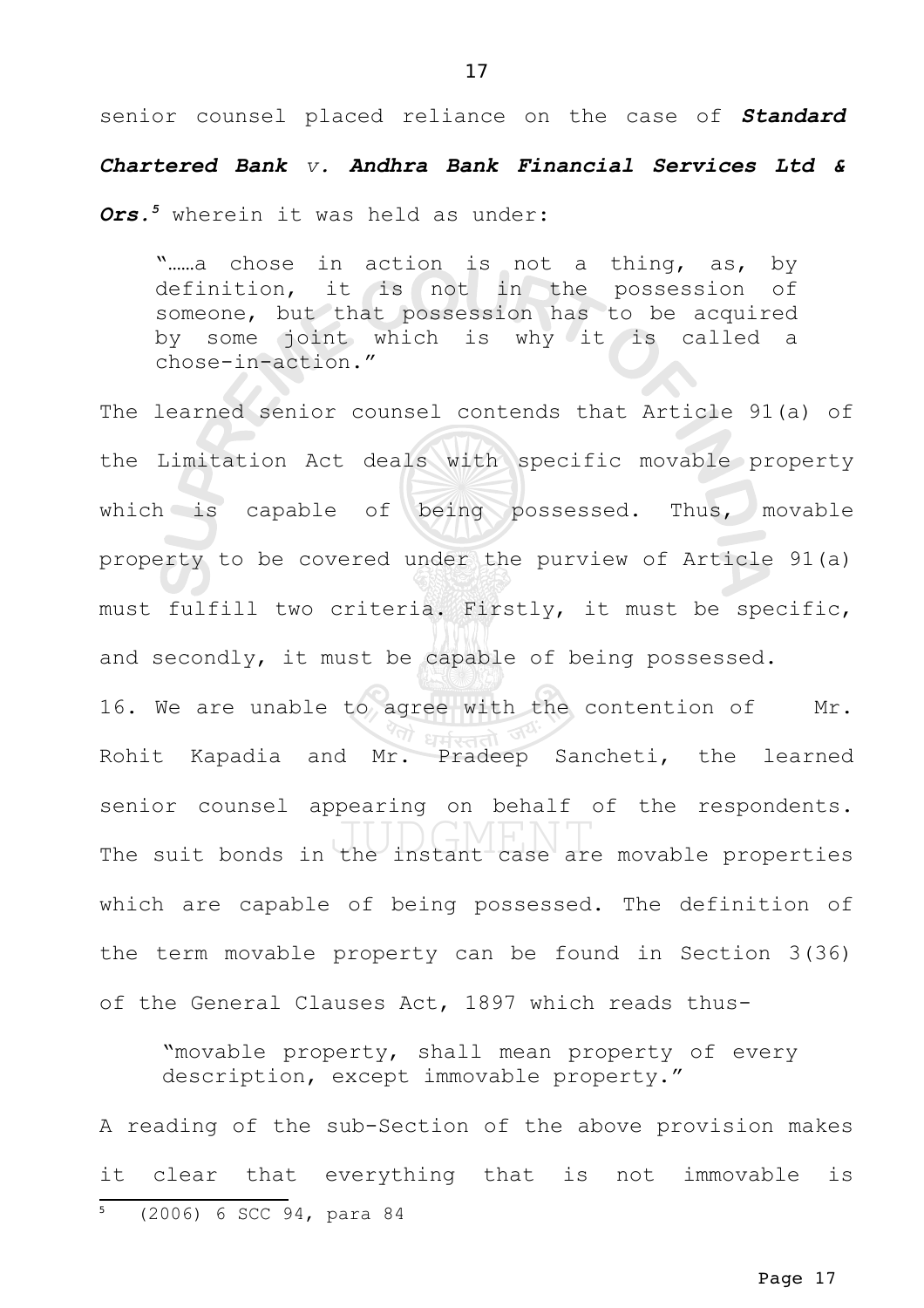senior counsel placed reliance on the case of ***Standard Chartered Bank** v. **Andhra Bank Financial Services Ltd & Ors.***[5] wherein it was held as under:

> "……a chose in action is not a thing, as, by definition, it is not in the possession of someone, but that possession has to be acquired by some joint which is why it is called a chose-in-action."

The learned senior counsel contends that Article 91(a) of the Limitation Act deals with specific movable property which is capable of being possessed. Thus, movable property to be covered under the purview of Article 91(a) must fulfill two criteria. Firstly, it must be specific, and secondly, it must be capable of being possessed.

16. We are unable to agree with the contention of Mr. Rohit Kapadia and Mr. Pradeep Sancheti, the learned senior counsel appearing on behalf of the respondents. The suit bonds in the instant case are movable properties which are capable of being possessed. The definition of the term movable property can be found in Section 3(36) of the General Clauses Act, 1897 which reads thus-

> "movable property, shall mean property of every description, except immovable property."

A reading of the sub-Section of the above provision makes it clear that everything that is not immovable is

---

[5] (2006) 6 SCC 94, para 84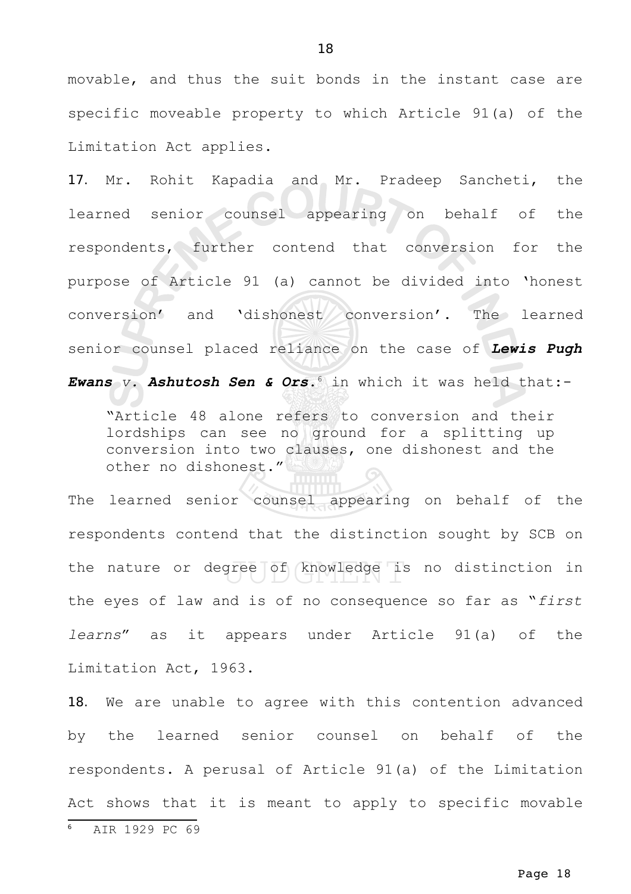movable, and thus the suit bonds in the instant case are specific moveable property to which Article 91(a) of the Limitation Act applies.

**17**. Mr. Rohit Kapadia and Mr. Pradeep Sancheti, the learned senior counsel appearing on behalf of the respondents, further contend that conversion for the purpose of Article 91 (a) cannot be divided into 'honest conversion' and 'dishonest conversion'. The learned senior counsel placed reliance on the case of ***Lewis Pugh Ewans** v. **Ashutosh Sen & Ors.***[6] in which it was held that:-

> "Article 48 alone refers to conversion and their lordships can see no ground for a splitting up conversion into two clauses, one dishonest and the other no dishonest."

The learned senior counsel appearing on behalf of the respondents contend that the distinction sought by SCB on the nature or degree of knowledge is no distinction in the eyes of law and is of no consequence so far as "*first learns*" as it appears under Article 91(a) of the Limitation Act, 1963.

**18**. We are unable to agree with this contention advanced by the learned senior counsel on behalf of the respondents. A perusal of Article 91(a) of the Limitation Act shows that it is meant to apply to specific movable

[6] AIR 1929 PC 69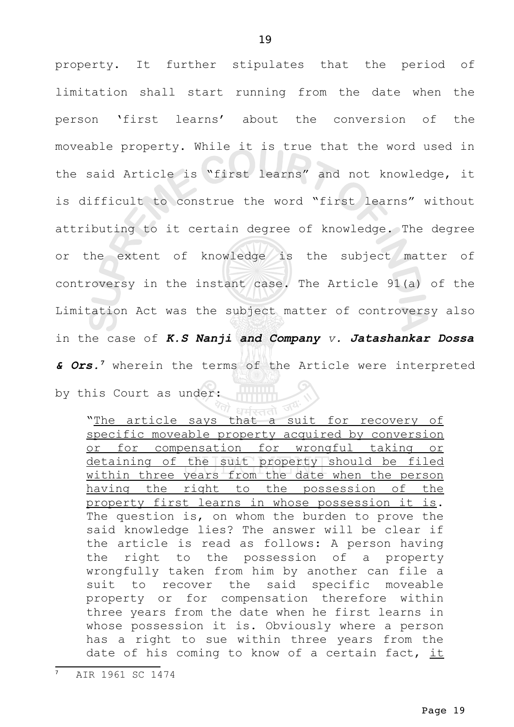property. It further stipulates that the period of limitation shall start running from the date when the person 'first learns' about the conversion of the moveable property. While it is true that the word used in the said Article is "first learns" and not knowledge, it is difficult to construe the word "first learns" without attributing to it certain degree of knowledge. The degree or the extent of knowledge is the subject matter of controversy in the instant case. The Article 91(a) of the Limitation Act was the subject matter of controversy also in the case of ***K.S Nanji and Company** v. **Jatashankar Dossa & Ors.***[7] wherein the terms of the Article were interpreted by this Court as under:

> "The article says that a suit for recovery of specific moveable property acquired by conversion or for compensation for wrongful taking or detaining of the suit property should be filed within three years from the date when the person having the right to the possession of the property first learns in whose possession it is. The question is, on whom the burden to prove the said knowledge lies? The answer will be clear if the article is read as follows: A person having the right to the possession of a property wrongfully taken from him by another can file a suit to recover the said specific moveable property or for compensation therefore within three years from the date when he first learns in whose possession it is. Obviously where a person has a right to sue within three years from the date of his coming to know of a certain fact, it

---

[7] AIR 1961 SC 1474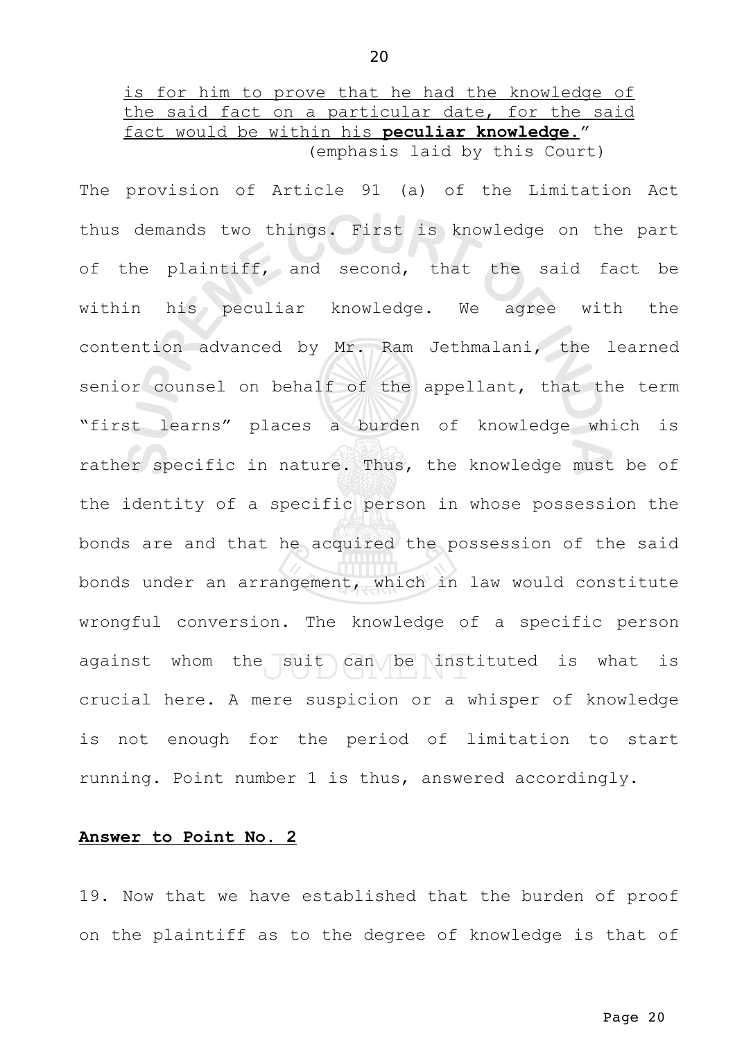is for him to prove that he had the knowledge of the said fact on a particular date, for the said fact would be within his **peculiar knowledge.**"
(emphasis laid by this Court)

The provision of Article 91 (a) of the Limitation Act thus demands two things. First is knowledge on the part of the plaintiff, and second, that the said fact be within his peculiar knowledge. We agree with the contention advanced by Mr. Ram Jethmalani, the learned senior counsel on behalf of the appellant, that the term "first learns" places a burden of knowledge which is rather specific in nature. Thus, the knowledge must be of the identity of a specific person in whose possession the bonds are and that he acquired the possession of the said bonds under an arrangement, which in law would constitute wrongful conversion. The knowledge of a specific person against whom the suit can be instituted is what is crucial here. A mere suspicion or a whisper of knowledge is not enough for the period of limitation to start running. Point number 1 is thus, answered accordingly.

**Answer to Point No. 2**

19. Now that we have established that the burden of proof on the plaintiff as to the degree of knowledge is that of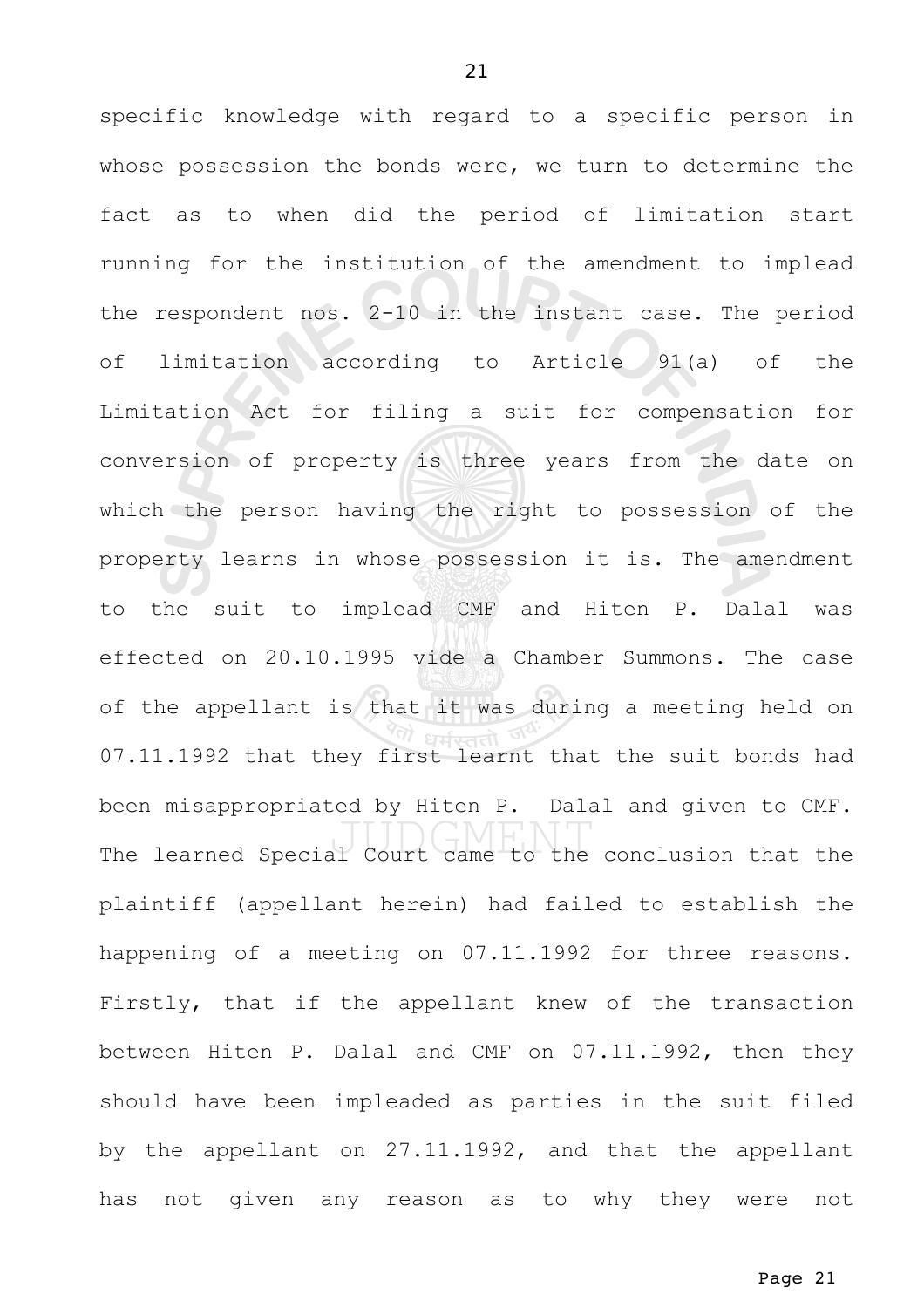specific knowledge with regard to a specific person in whose possession the bonds were, we turn to determine the fact as to when did the period of limitation start running for the institution of the amendment to implead the respondent nos. 2-10 in the instant case. The period of limitation according to Article 91(a) of the Limitation Act for filing a suit for compensation for conversion of property is three years from the date on which the person having the right to possession of the property learns in whose possession it is. The amendment to the suit to implead CMF and Hiten P. Dalal was effected on 20.10.1995 vide a Chamber Summons. The case of the appellant is that it was during a meeting held on 07.11.1992 that they first learnt that the suit bonds had been misappropriated by Hiten P. Dalal and given to CMF. The learned Special Court came to the conclusion that the plaintiff (appellant herein) had failed to establish the happening of a meeting on 07.11.1992 for three reasons. Firstly, that if the appellant knew of the transaction between Hiten P. Dalal and CMF on 07.11.1992, then they should have been impleaded as parties in the suit filed by the appellant on 27.11.1992, and that the appellant has not given any reason as to why they were not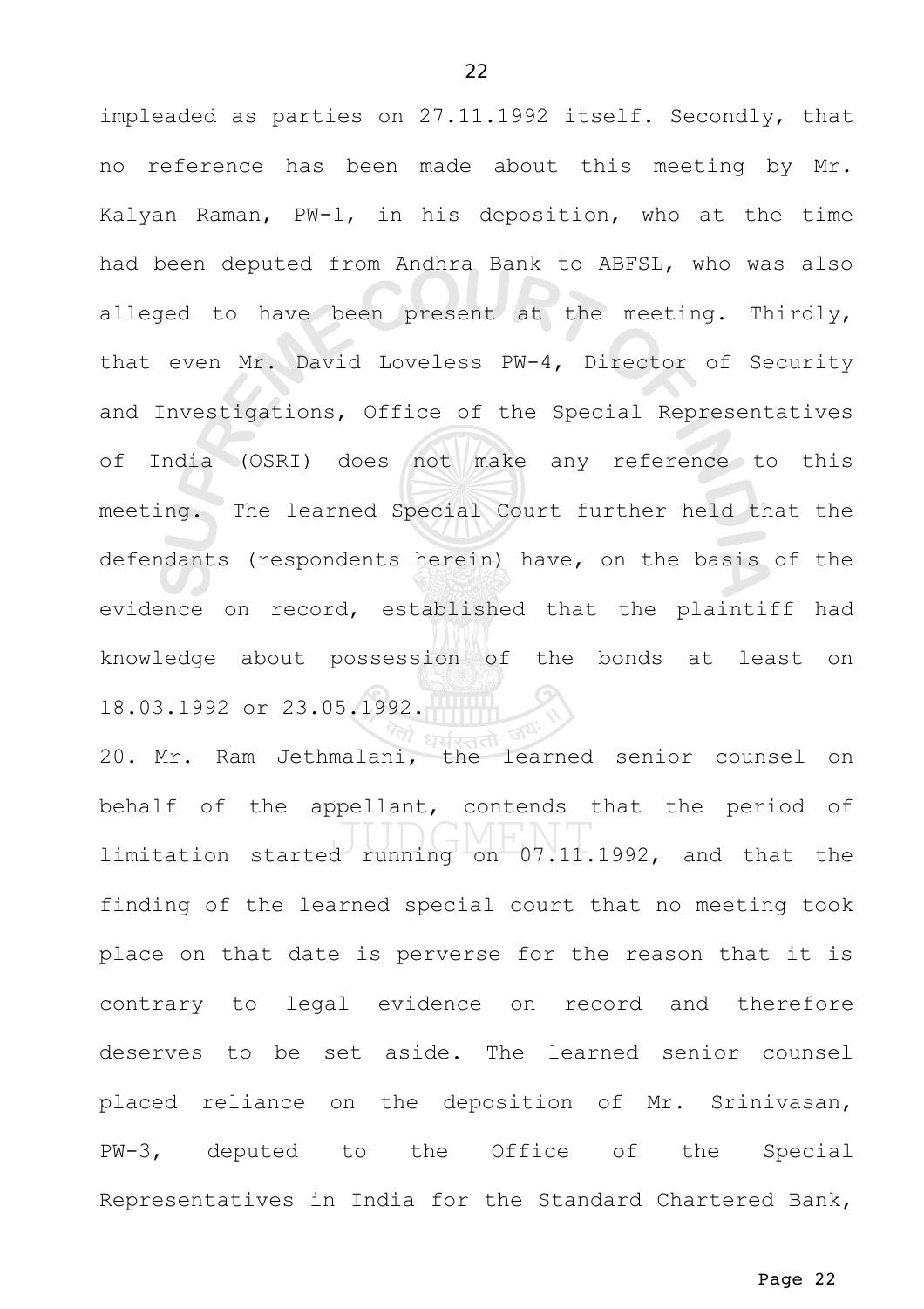impleaded as parties on 27.11.1992 itself. Secondly, that no reference has been made about this meeting by Mr. Kalyan Raman, PW-1, in his deposition, who at the time had been deputed from Andhra Bank to ABFSL, who was also alleged to have been present at the meeting. Thirdly, that even Mr. David Loveless PW-4, Director of Security and Investigations, Office of the Special Representatives of India (OSRI) does not make any reference to this meeting. The learned Special Court further held that the defendants (respondents herein) have, on the basis of the evidence on record, established that the plaintiff had knowledge about possession of the bonds at least on 18.03.1992 or 23.05.1992.

20. Mr. Ram Jethmalani, the learned senior counsel on behalf of the appellant, contends that the period of limitation started running on 07.11.1992, and that the finding of the learned special court that no meeting took place on that date is perverse for the reason that it is contrary to legal evidence on record and therefore deserves to be set aside. The learned senior counsel placed reliance on the deposition of Mr. Srinivasan, PW-3, deputed to the Office of the Special Representatives in India for the Standard Chartered Bank,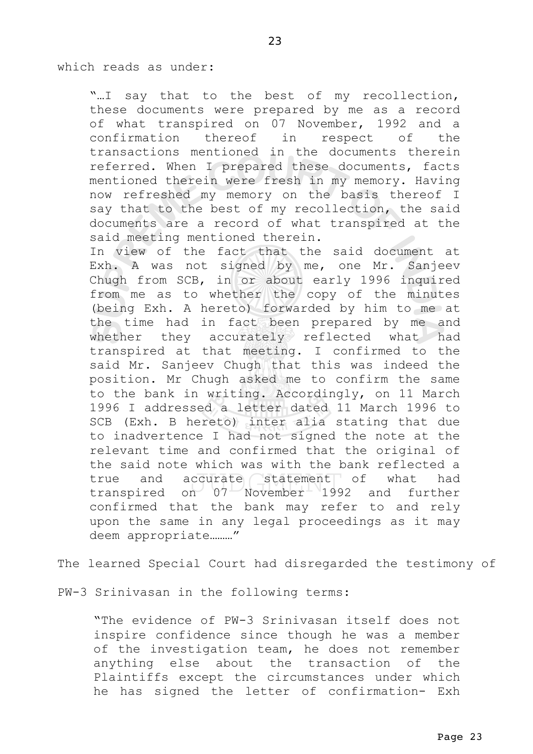which reads as under:

> "…I say that to the best of my recollection, these documents were prepared by me as a record of what transpired on 07 November, 1992 and a confirmation thereof in respect of the transactions mentioned in the documents therein referred. When I prepared these documents, facts mentioned therein were fresh in my memory. Having now refreshed my memory on the basis thereof I say that to the best of my recollection, the said documents are a record of what transpired at the said meeting mentioned therein.
>
> In view of the fact that the said document at Exh. A was not signed by me, one Mr. Sanjeev Chugh from SCB, in or about early 1996 inquired from me as to whether the copy of the minutes (being Exh. A hereto) forwarded by him to me at the time had in fact been prepared by me and whether they accurately reflected what had transpired at that meeting. I confirmed to the said Mr. Sanjeev Chugh that this was indeed the position. Mr Chugh asked me to confirm the same to the bank in writing. Accordingly, on 11 March 1996 I addressed a letter dated 11 March 1996 to SCB (Exh. B hereto) inter alia stating that due to inadvertence I had not signed the note at the relevant time and confirmed that the original of the said note which was with the bank reflected a true and accurate statement of what had transpired on 07 November 1992 and further confirmed that the bank may refer to and rely upon the same in any legal proceedings as it may deem appropriate………"

The learned Special Court had disregarded the testimony of PW-3 Srinivasan in the following terms:

> "The evidence of PW-3 Srinivasan itself does not inspire confidence since though he was a member of the investigation team, he does not remember anything else about the transaction of the Plaintiffs except the circumstances under which he has signed the letter of confirmation- Exh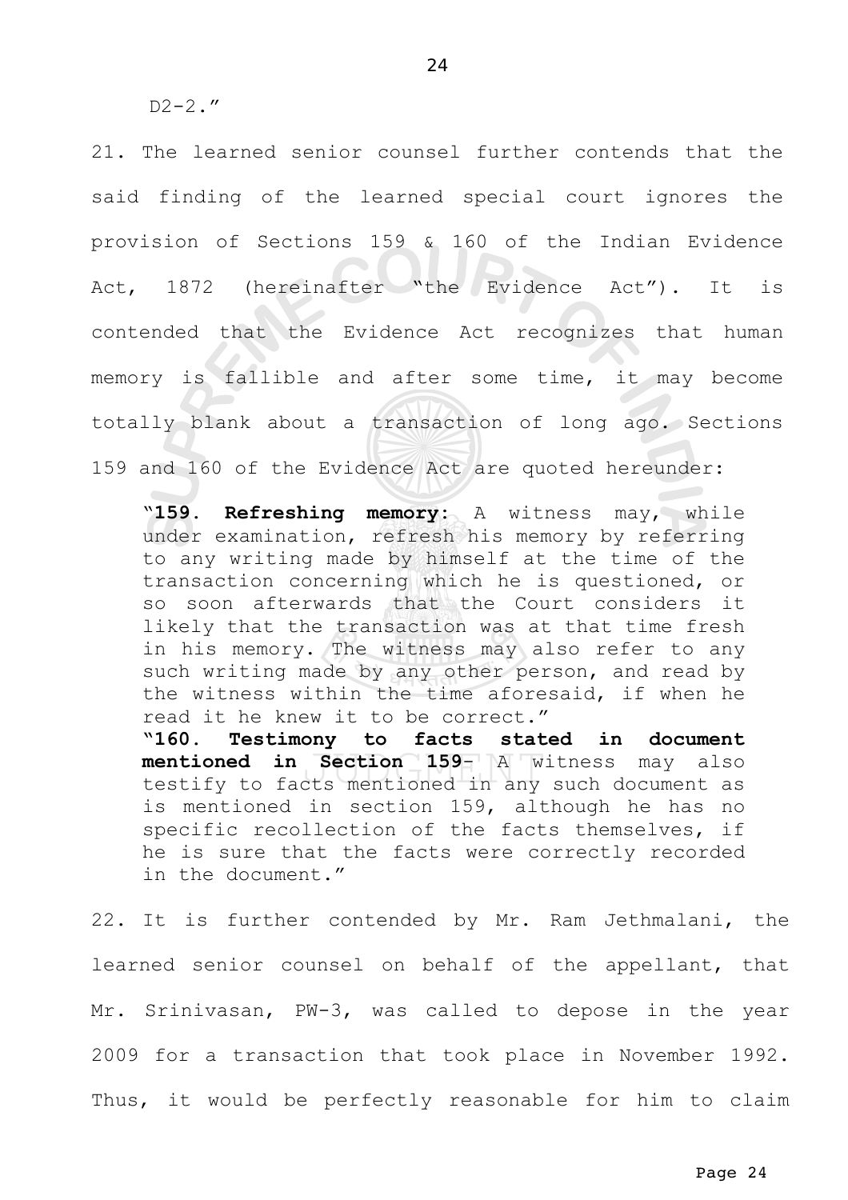D2-2."

21. The learned senior counsel further contends that the said finding of the learned special court ignores the provision of Sections 159 & 160 of the Indian Evidence Act, 1872 (hereinafter "the Evidence Act"). It is contended that the Evidence Act recognizes that human memory is fallible and after some time, it may become totally blank about a transaction of long ago. Sections 159 and 160 of the Evidence Act are quoted hereunder:

> "**159. Refreshing memory**: A witness may, while under examination, refresh his memory by referring to any writing made by himself at the time of the transaction concerning which he is questioned, or so soon afterwards that the Court considers it likely that the transaction was at that time fresh in his memory. The witness may also refer to any such writing made by any other person, and read by the witness within the time aforesaid, if when he read it he knew it to be correct."
>
> "**160. Testimony to facts stated in document mentioned in Section 159**- A witness may also testify to facts mentioned in any such document as is mentioned in section 159, although he has no specific recollection of the facts themselves, if he is sure that the facts were correctly recorded in the document."

22. It is further contended by Mr. Ram Jethmalani, the learned senior counsel on behalf of the appellant, that Mr. Srinivasan, PW-3, was called to depose in the year 2009 for a transaction that took place in November 1992. Thus, it would be perfectly reasonable for him to claim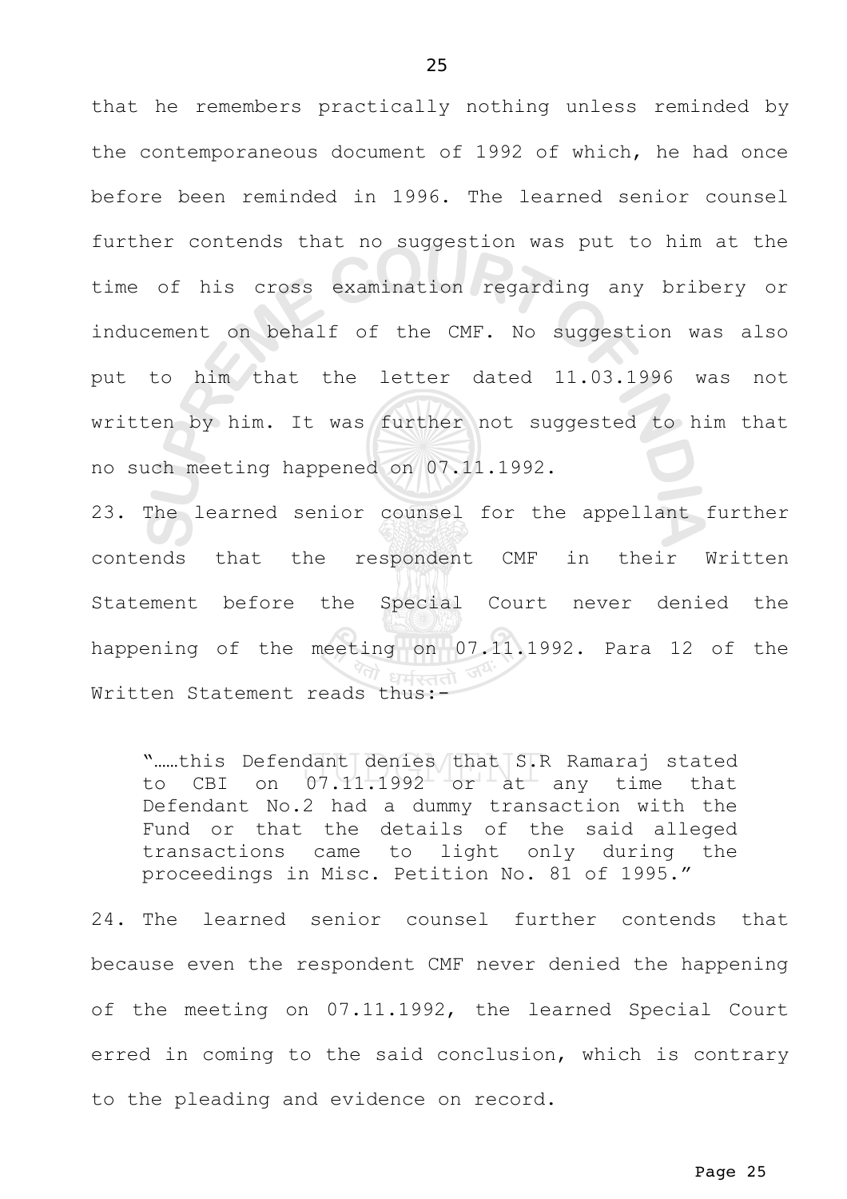that he remembers practically nothing unless reminded by the contemporaneous document of 1992 of which, he had once before been reminded in 1996. The learned senior counsel further contends that no suggestion was put to him at the time of his cross examination regarding any bribery or inducement on behalf of the CMF. No suggestion was also put to him that the letter dated 11.03.1996 was not written by him. It was further not suggested to him that no such meeting happened on 07.11.1992.

23. The learned senior counsel for the appellant further contends that the respondent CMF in their Written Statement before the Special Court never denied the happening of the meeting on 07.11.1992. Para 12 of the Written Statement reads thus:-

> "……this Defendant denies that S.R Ramaraj stated to CBI on 07.11.1992 or at any time that Defendant No.2 had a dummy transaction with the Fund or that the details of the said alleged transactions came to light only during the proceedings in Misc. Petition No. 81 of 1995."

24. The learned senior counsel further contends that because even the respondent CMF never denied the happening of the meeting on 07.11.1992, the learned Special Court erred in coming to the said conclusion, which is contrary to the pleading and evidence on record.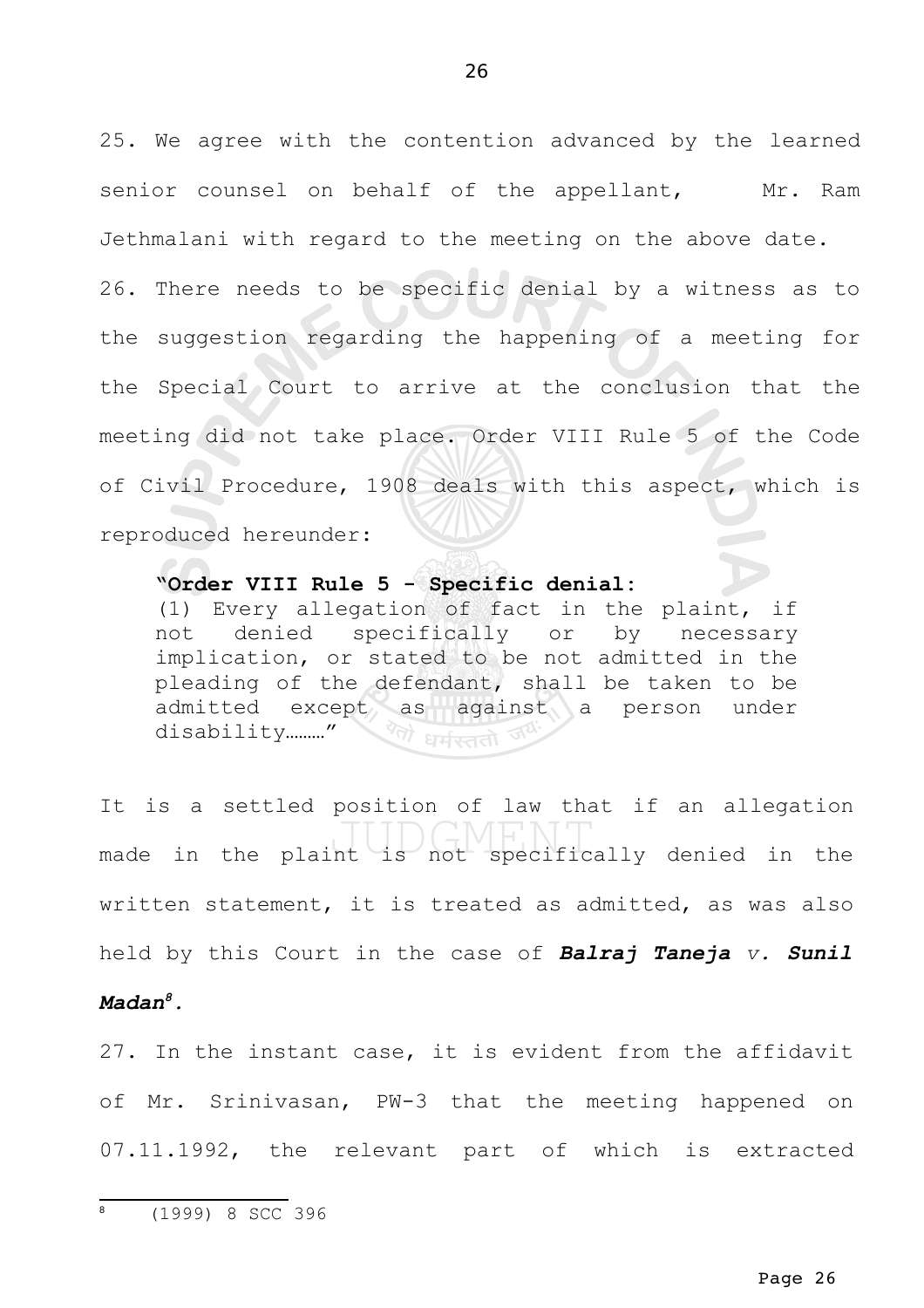25. We agree with the contention advanced by the learned senior counsel on behalf of the appellant, Mr. Ram Jethmalani with regard to the meeting on the above date.

26. There needs to be specific denial by a witness as to the suggestion regarding the happening of a meeting for the Special Court to arrive at the conclusion that the meeting did not take place. Order VIII Rule 5 of the Code of Civil Procedure, 1908 deals with this aspect, which is reproduced hereunder:

> **"Order VIII Rule 5 - Specific denial:**
> (1) Every allegation of fact in the plaint, if not denied specifically or by necessary implication, or stated to be not admitted in the pleading of the defendant, shall be taken to be admitted except as against a person under disability………"

It is a settled position of law that if an allegation made in the plaint is not specifically denied in the written statement, it is treated as admitted, as was also held by this Court in the case of ***Balraj Taneja** v. **Sunil Madan***[8].

27. In the instant case, it is evident from the affidavit of Mr. Srinivasan, PW-3 that the meeting happened on 07.11.1992, the relevant part of which is extracted

---

8 (1999) 8 SCC 396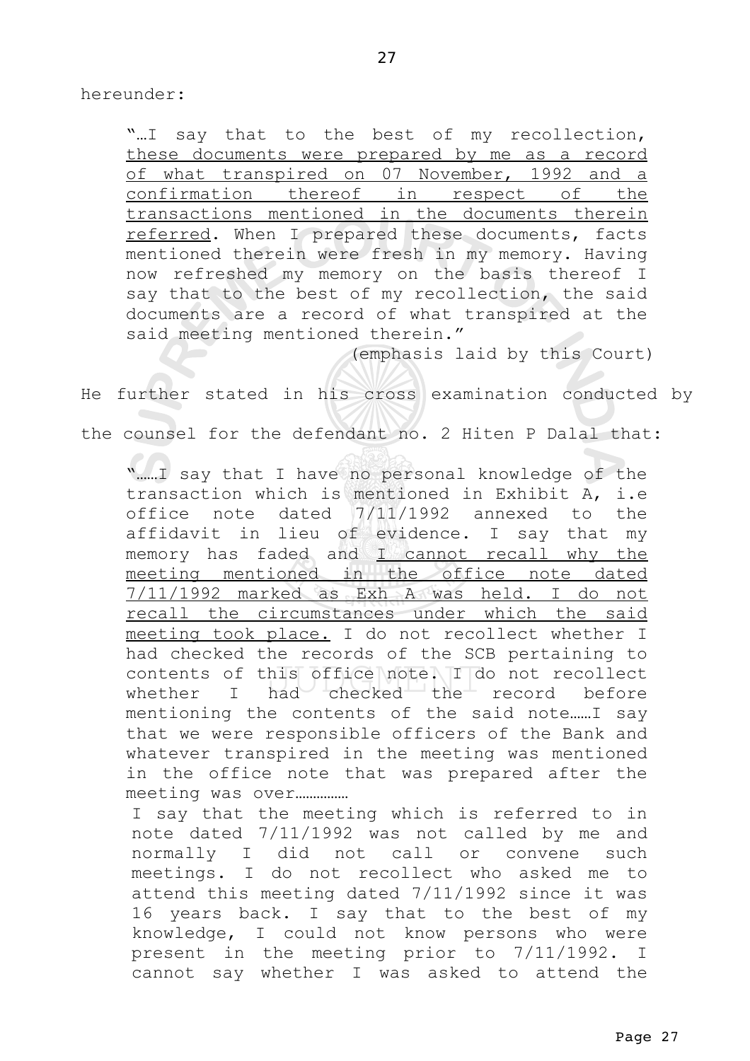hereunder:

> "…I say that to the best of my recollection, <u>these documents were prepared by me as a record of what transpired on 07 November, 1992 and a confirmation thereof in respect of the transactions mentioned in the documents therein referred</u>. When I prepared these documents, facts mentioned therein were fresh in my memory. Having now refreshed my memory on the basis thereof I say that to the best of my recollection, the said documents are a record of what transpired at the said meeting mentioned therein."
>
> (emphasis laid by this Court)

He further stated in his cross examination conducted by the counsel for the defendant no. 2 Hiten P Dalal that:

> "……I say that I have no personal knowledge of the transaction which is mentioned in Exhibit A, i.e office note dated 7/11/1992 annexed to the affidavit in lieu of evidence. I say that my memory has faded and <u>I cannot recall why the meeting mentioned in the office note dated 7/11/1992 marked as Exh A was held. I do not recall the circumstances under which the said meeting took place.</u> I do not recollect whether I had checked the records of the SCB pertaining to contents of this office note. I do not recollect whether I had checked the record before mentioning the contents of the said note……I say that we were responsible officers of the Bank and whatever transpired in the meeting was mentioned in the office note that was prepared after the meeting was over……………
>
> I say that the meeting which is referred to in note dated 7/11/1992 was not called by me and normally I did not call or convene such meetings. I do not recollect who asked me to attend this meeting dated 7/11/1992 since it was 16 years back. I say that to the best of my knowledge, I could not know persons who were present in the meeting prior to 7/11/1992. I cannot say whether I was asked to attend the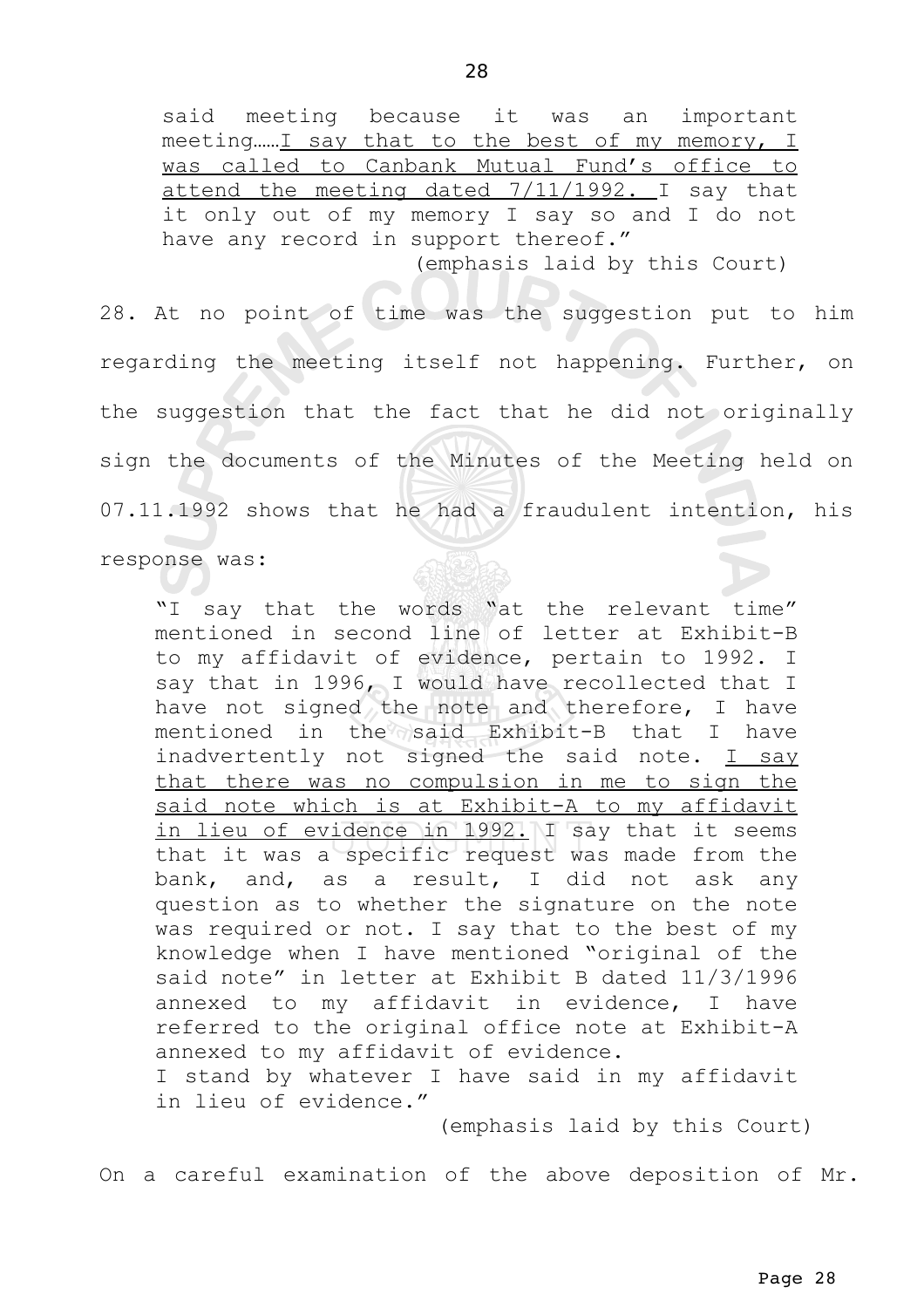> said meeting because it was an important meeting……<u>I say that to the best of my memory, I was called to Canbank Mutual Fund's office to attend the meeting dated 7/11/1992.</u> I say that it only out of my memory I say so and I do not have any record in support thereof."
>
> (emphasis laid by this Court)

28. At no point of time was the suggestion put to him regarding the meeting itself not happening. Further, on the suggestion that the fact that he did not originally sign the documents of the Minutes of the Meeting held on 07.11.1992 shows that he had a fraudulent intention, his response was:

> "I say that the words "at the relevant time" mentioned in second line of letter at Exhibit-B to my affidavit of evidence, pertain to 1992. I say that in 1996, I would have recollected that I have not signed the note and therefore, I have mentioned in the said Exhibit-B that I have inadvertently not signed the said note. <u>I say that there was no compulsion in me to sign the said note which is at Exhibit-A to my affidavit in lieu of evidence in 1992.</u> I say that it seems that it was a specific request was made from the bank, and, as a result, I did not ask any question as to whether the signature on the note was required or not. I say that to the best of my knowledge when I have mentioned "original of the said note" in letter at Exhibit B dated 11/3/1996 annexed to my affidavit in evidence, I have referred to the original office note at Exhibit-A annexed to my affidavit of evidence.
>
> I stand by whatever I have said in my affidavit in lieu of evidence."
>
> (emphasis laid by this Court)

On a careful examination of the above deposition of Mr.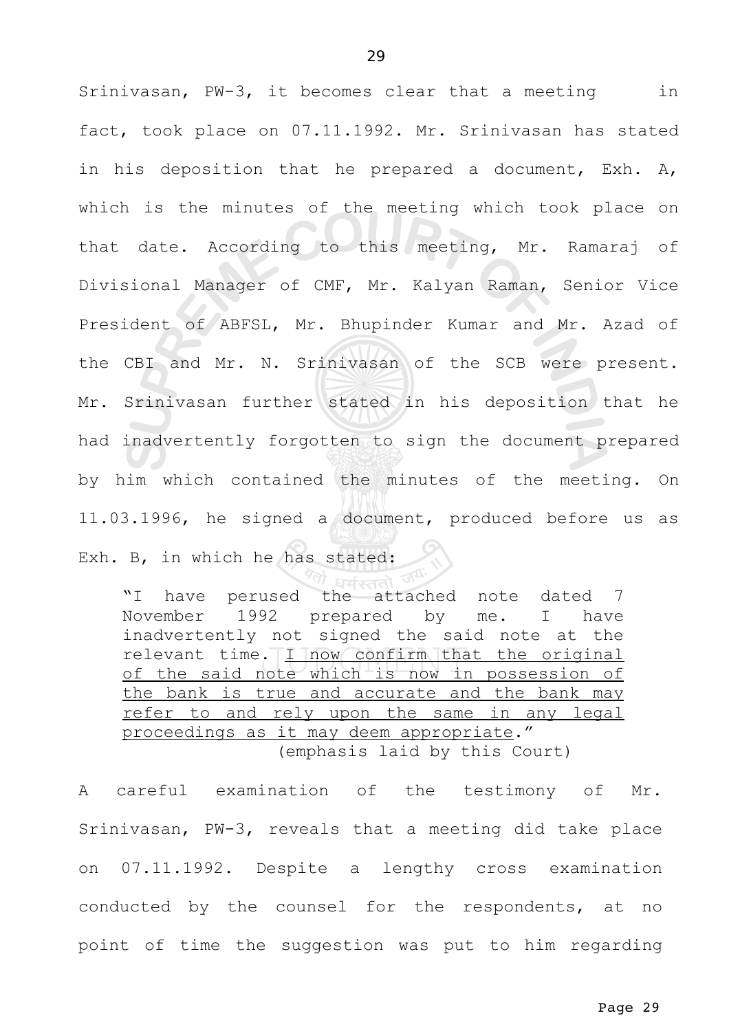Srinivasan, PW-3, it becomes clear that a meeting in fact, took place on 07.11.1992. Mr. Srinivasan has stated in his deposition that he prepared a document, Exh. A, which is the minutes of the meeting which took place on that date. According to this meeting, Mr. Ramaraj of Divisional Manager of CMF, Mr. Kalyan Raman, Senior Vice President of ABFSL, Mr. Bhupinder Kumar and Mr. Azad of the CBI and Mr. N. Srinivasan of the SCB were present. Mr. Srinivasan further stated in his deposition that he had inadvertently forgotten to sign the document prepared by him which contained the minutes of the meeting. On 11.03.1996, he signed a document, produced before us as Exh. B, in which he has stated:

> "I have perused the attached note dated 7 November 1992 prepared by me. I have inadvertently not signed the said note at the relevant time. <u>I now confirm that the original of the said note which is now in possession of the bank is true and accurate and the bank may refer to and rely upon the same in any legal proceedings as it may deem appropriate</u>."
>
> (emphasis laid by this Court)

A careful examination of the testimony of Mr. Srinivasan, PW-3, reveals that a meeting did take place on 07.11.1992. Despite a lengthy cross examination conducted by the counsel for the respondents, at no point of time the suggestion was put to him regarding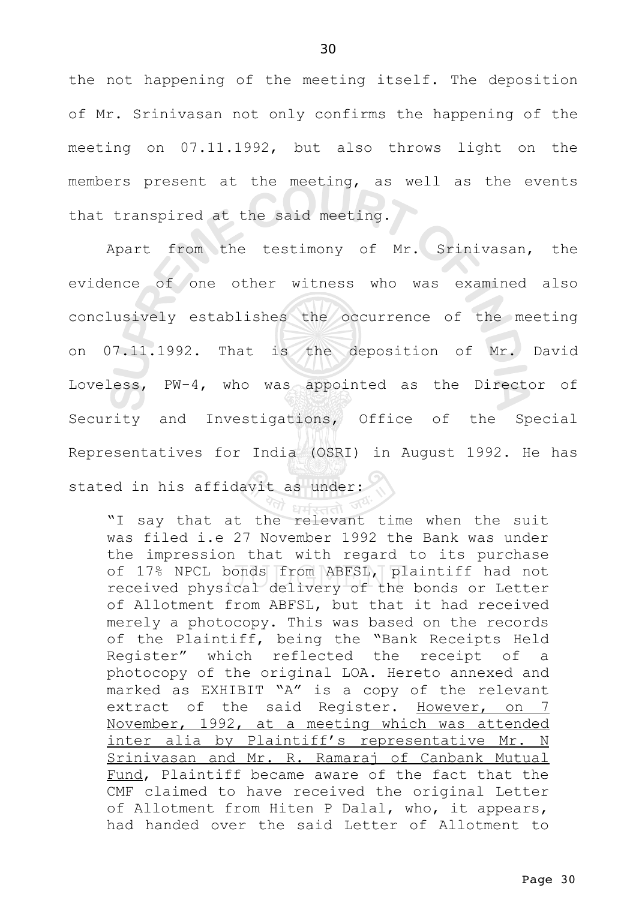the not happening of the meeting itself. The deposition of Mr. Srinivasan not only confirms the happening of the meeting on 07.11.1992, but also throws light on the members present at the meeting, as well as the events that transpired at the said meeting.

Apart from the testimony of Mr. Srinivasan, the evidence of one other witness who was examined also conclusively establishes the occurrence of the meeting on 07.11.1992. That is the deposition of Mr. David Loveless, PW-4, who was appointed as the Director of Security and Investigations, Office of the Special Representatives for India (OSRI) in August 1992. He has stated in his affidavit as under:

> "I say that at the relevant time when the suit was filed i.e 27 November 1992 the Bank was under the impression that with regard to its purchase of 17% NPCL bonds from ABFSL, plaintiff had not received physical delivery of the bonds or Letter of Allotment from ABFSL, but that it had received merely a photocopy. This was based on the records of the Plaintiff, being the "Bank Receipts Held Register" which reflected the receipt of a photocopy of the original LOA. Hereto annexed and marked as EXHIBIT "A" is a copy of the relevant extract of the said Register. <u>However, on 7 November, 1992, at a meeting which was attended inter alia by Plaintiff's representative Mr. N Srinivasan and Mr. R. Ramaraj of Canbank Mutual Fund</u>, Plaintiff became aware of the fact that the CMF claimed to have received the original Letter of Allotment from Hiten P Dalal, who, it appears, had handed over the said Letter of Allotment to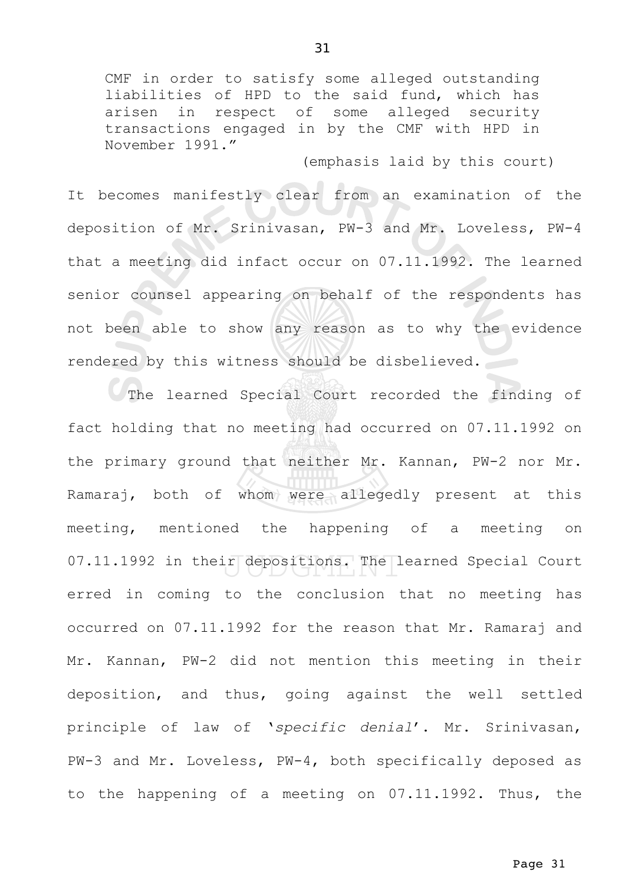> CMF in order to satisfy some alleged outstanding liabilities of HPD to the said fund, which has arisen in respect of some alleged security transactions engaged in by the CMF with HPD in November 1991."
>
> (emphasis laid by this court)

It becomes manifestly clear from an examination of the deposition of Mr. Srinivasan, PW-3 and Mr. Loveless, PW-4 that a meeting did infact occur on 07.11.1992. The learned senior counsel appearing on behalf of the respondents has not been able to show any reason as to why the evidence rendered by this witness should be disbelieved.

The learned Special Court recorded the finding of fact holding that no meeting had occurred on 07.11.1992 on the primary ground that neither Mr. Kannan, PW-2 nor Mr. Ramaraj, both of whom were allegedly present at this meeting, mentioned the happening of a meeting on 07.11.1992 in their depositions. The learned Special Court erred in coming to the conclusion that no meeting has occurred on 07.11.1992 for the reason that Mr. Ramaraj and Mr. Kannan, PW-2 did not mention this meeting in their deposition, and thus, going against the well settled principle of law of '*specific denial*'. Mr. Srinivasan, PW-3 and Mr. Loveless, PW-4, both specifically deposed as to the happening of a meeting on 07.11.1992. Thus, the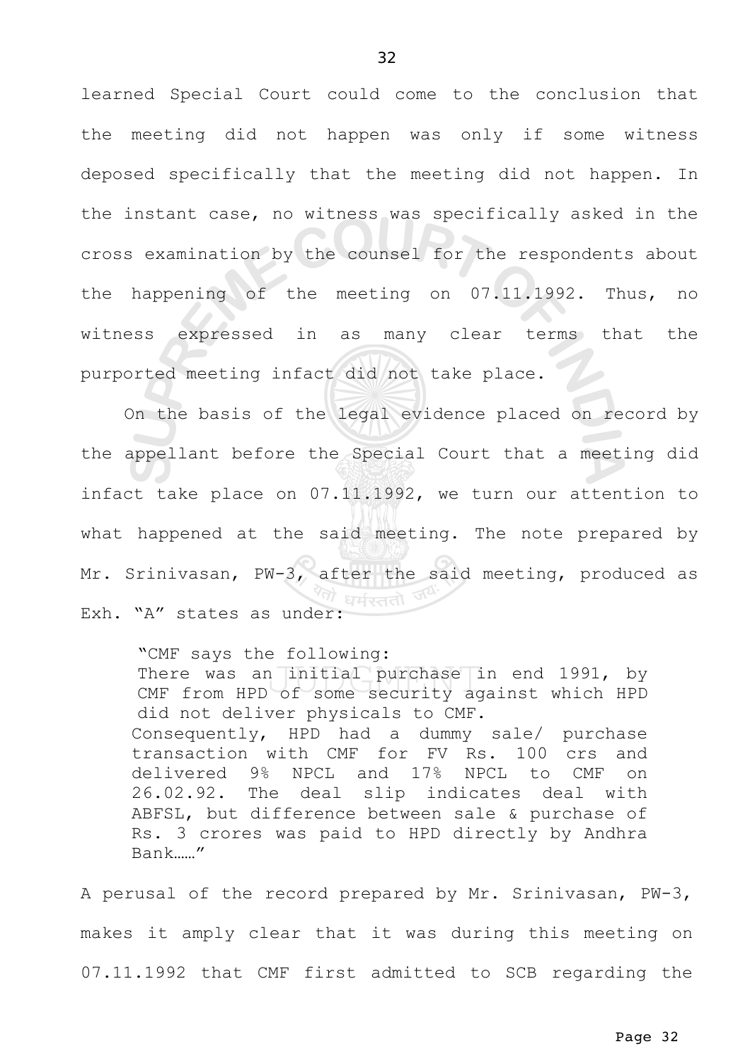learned Special Court could come to the conclusion that the meeting did not happen was only if some witness deposed specifically that the meeting did not happen. In the instant case, no witness was specifically asked in the cross examination by the counsel for the respondents about the happening of the meeting on 07.11.1992. Thus, no witness expressed in as many clear terms that the purported meeting infact did not take place.

On the basis of the legal evidence placed on record by the appellant before the Special Court that a meeting did infact take place on 07.11.1992, we turn our attention to what happened at the said meeting. The note prepared by Mr. Srinivasan, PW-3, after the said meeting, produced as Exh. "A" states as under:

> "CMF says the following:
> There was an initial purchase in end 1991, by CMF from HPD of some security against which HPD did not deliver physicals to CMF.
> Consequently, HPD had a dummy sale/ purchase transaction with CMF for FV Rs. 100 crs and delivered 9% NPCL and 17% NPCL to CMF on 26.02.92. The deal slip indicates deal with ABFSL, but difference between sale & purchase of Rs. 3 crores was paid to HPD directly by Andhra Bank……"

A perusal of the record prepared by Mr. Srinivasan, PW-3, makes it amply clear that it was during this meeting on 07.11.1992 that CMF first admitted to SCB regarding the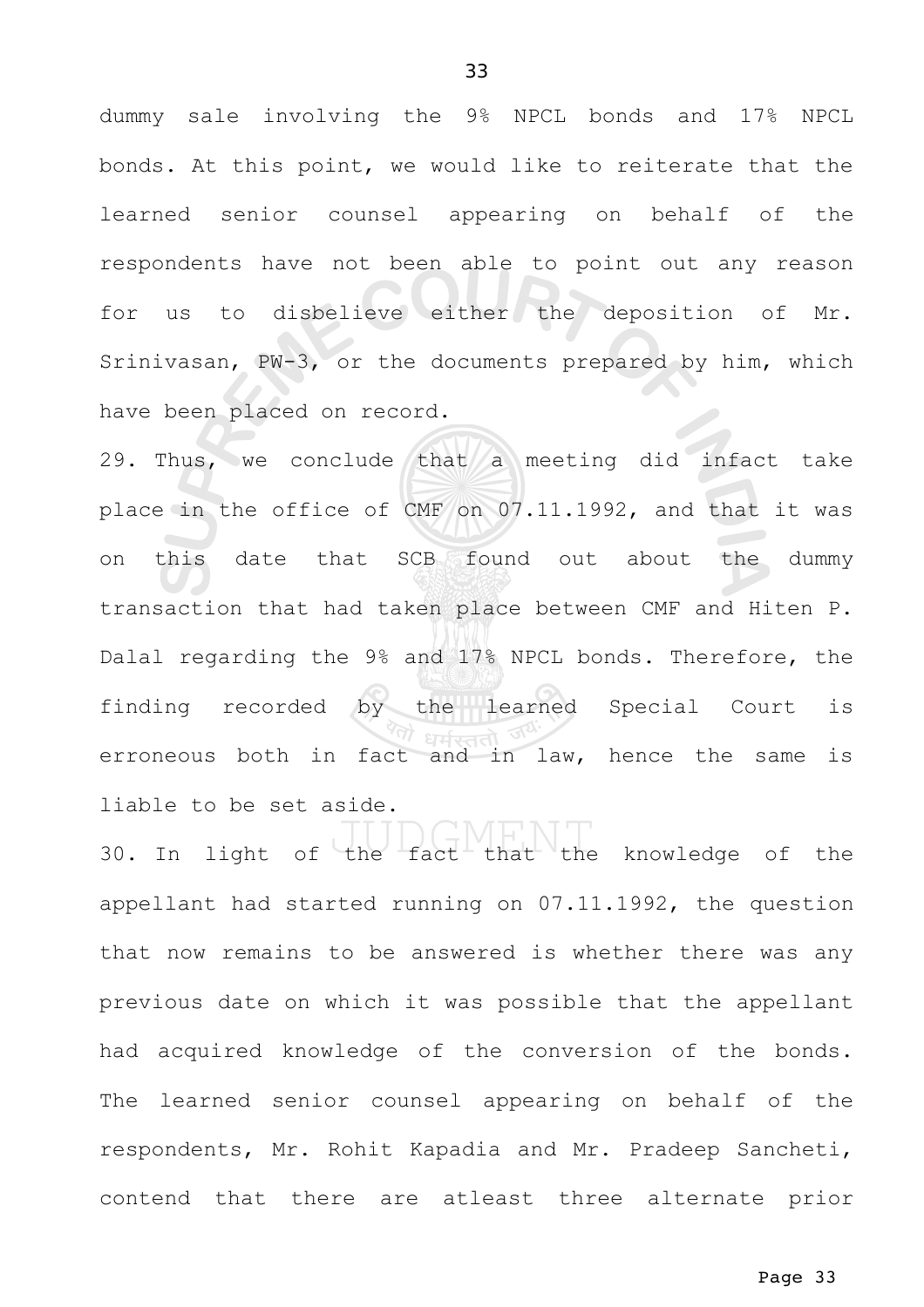dummy sale involving the 9% NPCL bonds and 17% NPCL bonds. At this point, we would like to reiterate that the learned senior counsel appearing on behalf of the respondents have not been able to point out any reason for us to disbelieve either the deposition of Mr. Srinivasan, PW-3, or the documents prepared by him, which have been placed on record.

29. Thus, we conclude that a meeting did infact take place in the office of CMF on 07.11.1992, and that it was on this date that SCB found out about the dummy transaction that had taken place between CMF and Hiten P. Dalal regarding the 9% and 17% NPCL bonds. Therefore, the finding recorded by the learned Special Court is erroneous both in fact and in law, hence the same is liable to be set aside.

30. In light of the fact that the knowledge of the appellant had started running on 07.11.1992, the question that now remains to be answered is whether there was any previous date on which it was possible that the appellant had acquired knowledge of the conversion of the bonds. The learned senior counsel appearing on behalf of the respondents, Mr. Rohit Kapadia and Mr. Pradeep Sancheti, contend that there are atleast three alternate prior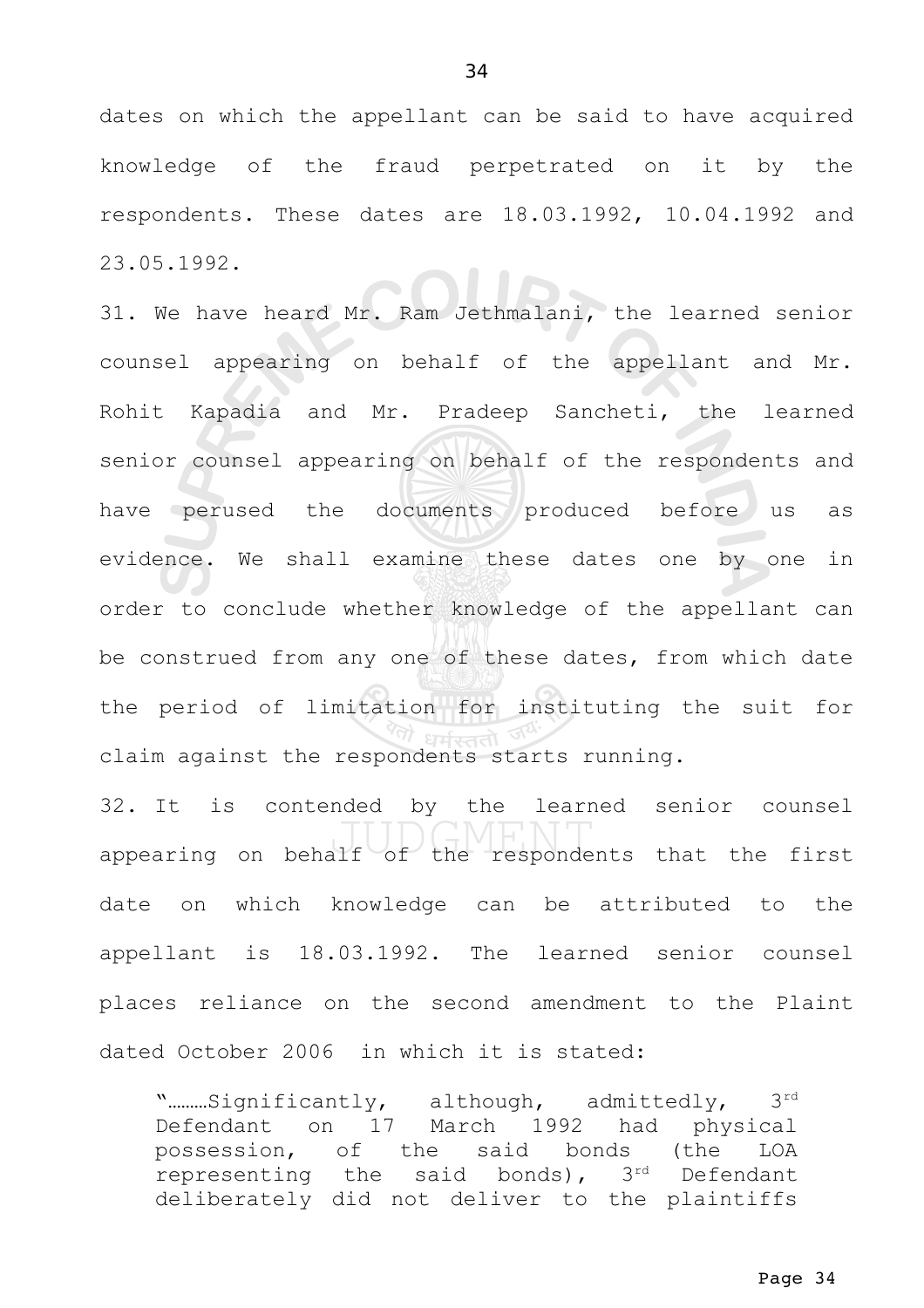dates on which the appellant can be said to have acquired knowledge of the fraud perpetrated on it by the respondents. These dates are 18.03.1992, 10.04.1992 and 23.05.1992.

31. We have heard Mr. Ram Jethmalani, the learned senior counsel appearing on behalf of the appellant and Mr. Rohit Kapadia and Mr. Pradeep Sancheti, the learned senior counsel appearing on behalf of the respondents and have perused the documents produced before us as evidence. We shall examine these dates one by one in order to conclude whether knowledge of the appellant can be construed from any one of these dates, from which date the period of limitation for instituting the suit for claim against the respondents starts running.

32. It is contended by the learned senior counsel appearing on behalf of the respondents that the first date on which knowledge can be attributed to the appellant is 18.03.1992. The learned senior counsel places reliance on the second amendment to the Plaint dated October 2006 in which it is stated:

> "………Significantly, although, admittedly, 3rd Defendant on 17 March 1992 had physical possession, of the said bonds (the LOA representing the said bonds), 3rd Defendant deliberately did not deliver to the plaintiffs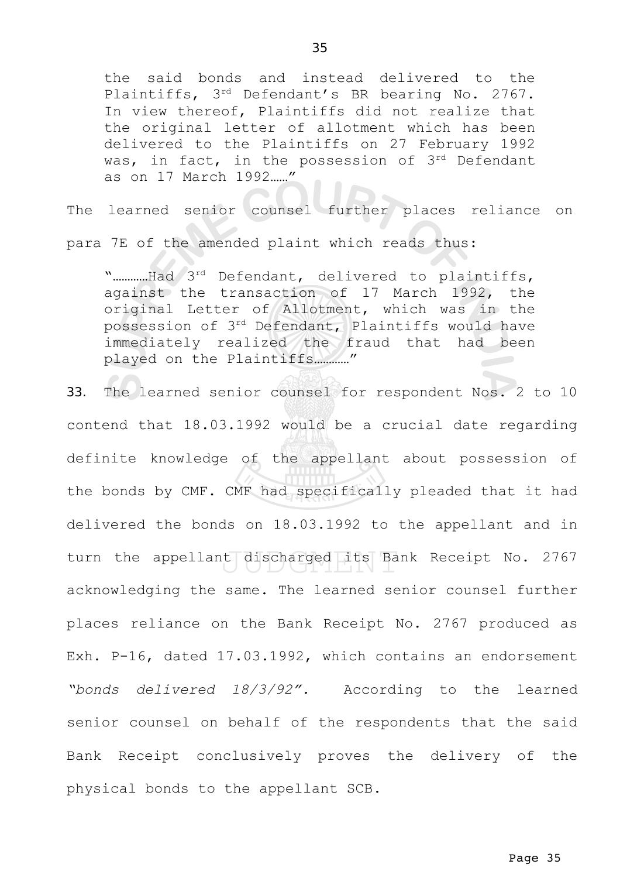the said bonds and instead delivered to the Plaintiffs, 3rd Defendant's BR bearing No. 2767. In view thereof, Plaintiffs did not realize that the original letter of allotment which has been delivered to the Plaintiffs on 27 February 1992 was, in fact, in the possession of 3rd Defendant as on 17 March 1992……"

The learned senior counsel further places reliance on para 7E of the amended plaint which reads thus:

"…………Had 3rd Defendant, delivered to plaintiffs, against the transaction of 17 March 1992, the original Letter of Allotment, which was in the possession of 3rd Defendant, Plaintiffs would have immediately realized the fraud that had been played on the Plaintiffs…………"

**33**. The learned senior counsel for respondent Nos. 2 to 10 contend that 18.03.1992 would be a crucial date regarding definite knowledge of the appellant about possession of the bonds by CMF. CMF had specifically pleaded that it had delivered the bonds on 18.03.1992 to the appellant and in turn the appellant discharged its Bank Receipt No. 2767 acknowledging the same. The learned senior counsel further places reliance on the Bank Receipt No. 2767 produced as Exh. P-16, dated 17.03.1992, which contains an endorsement *"bonds delivered 18/3/92".* According to the learned senior counsel on behalf of the respondents that the said Bank Receipt conclusively proves the delivery of the physical bonds to the appellant SCB.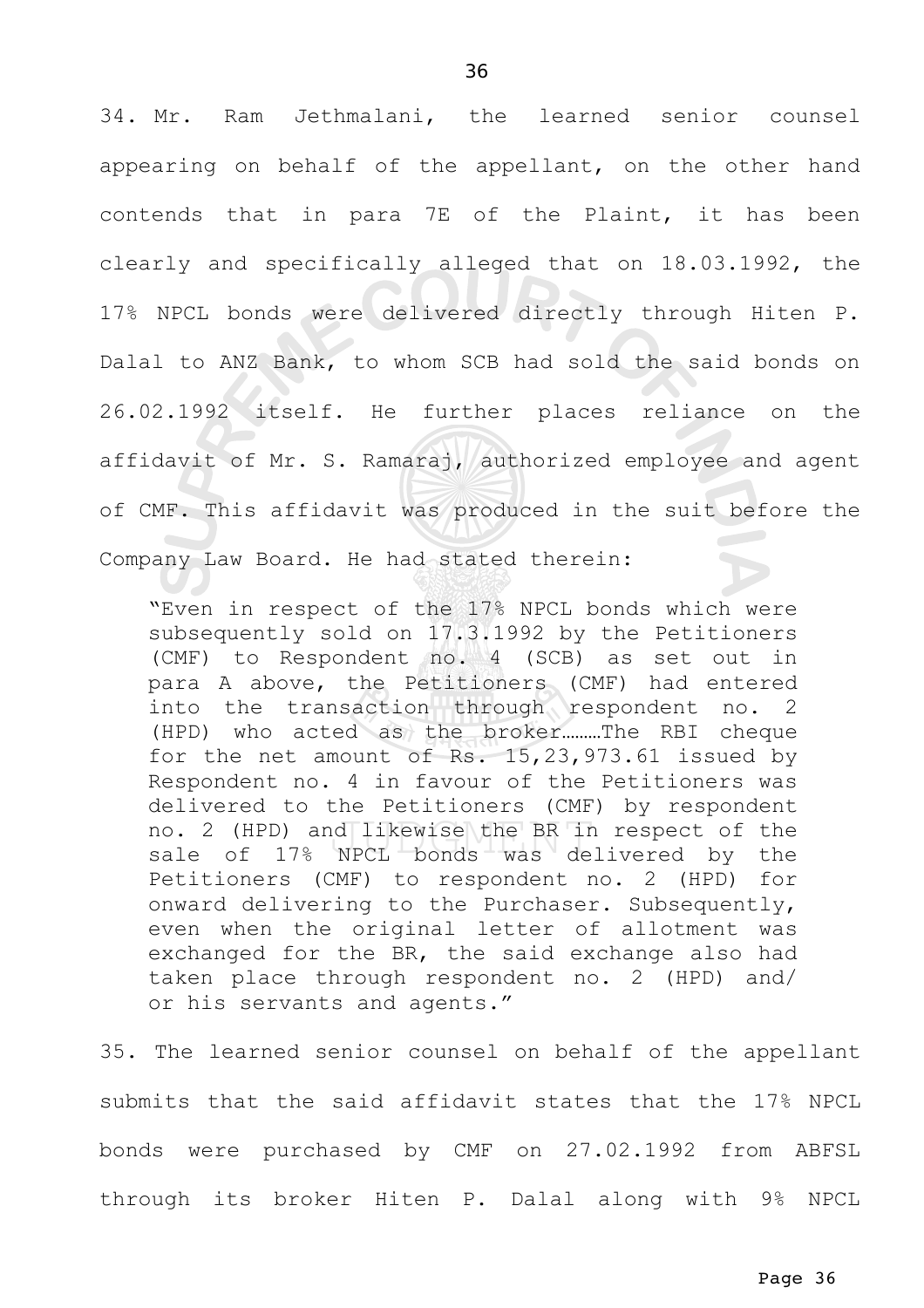34. Mr. Ram Jethmalani, the learned senior counsel appearing on behalf of the appellant, on the other hand contends that in para 7E of the Plaint, it has been clearly and specifically alleged that on 18.03.1992, the 17% NPCL bonds were delivered directly through Hiten P. Dalal to ANZ Bank, to whom SCB had sold the said bonds on 26.02.1992 itself. He further places reliance on the affidavit of Mr. S. Ramaraj, authorized employee and agent of CMF. This affidavit was produced in the suit before the Company Law Board. He had stated therein:

> "Even in respect of the 17% NPCL bonds which were subsequently sold on 17.3.1992 by the Petitioners (CMF) to Respondent no. 4 (SCB) as set out in para A above, the Petitioners (CMF) had entered into the transaction through respondent no. 2 (HPD) who acted as the broker………The RBI cheque for the net amount of Rs. 15,23,973.61 issued by Respondent no. 4 in favour of the Petitioners was delivered to the Petitioners (CMF) by respondent no. 2 (HPD) and likewise the BR in respect of the sale of 17% NPCL bonds was delivered by the Petitioners (CMF) to respondent no. 2 (HPD) for onward delivering to the Purchaser. Subsequently, even when the original letter of allotment was exchanged for the BR, the said exchange also had taken place through respondent no. 2 (HPD) and/ or his servants and agents."

35. The learned senior counsel on behalf of the appellant submits that the said affidavit states that the 17% NPCL bonds were purchased by CMF on 27.02.1992 from ABFSL through its broker Hiten P. Dalal along with 9% NPCL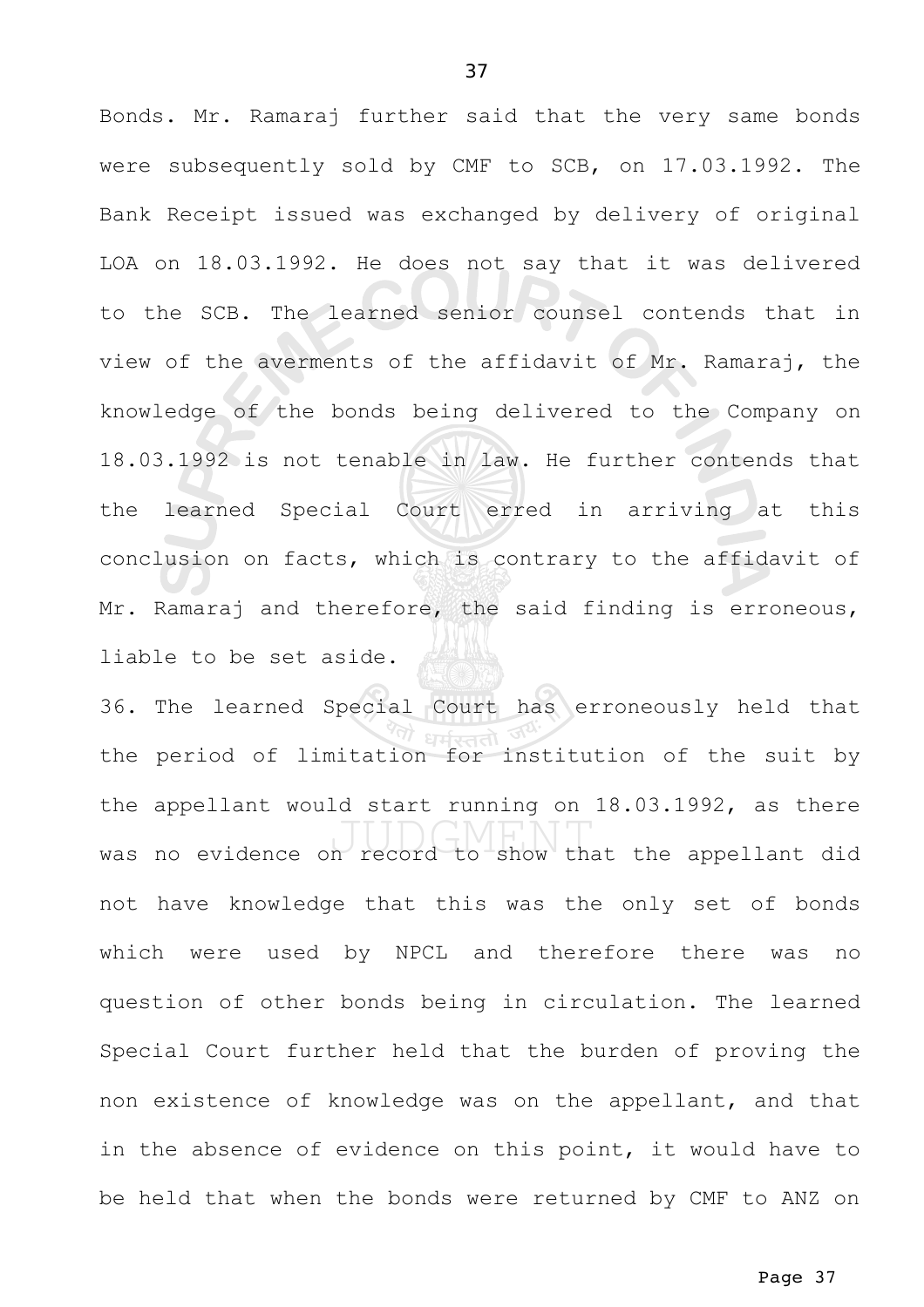Bonds. Mr. Ramaraj further said that the very same bonds were subsequently sold by CMF to SCB, on 17.03.1992. The Bank Receipt issued was exchanged by delivery of original LOA on 18.03.1992. He does not say that it was delivered to the SCB. The learned senior counsel contends that in view of the averments of the affidavit of Mr. Ramaraj, the knowledge of the bonds being delivered to the Company on 18.03.1992 is not tenable in law. He further contends that the learned Special Court erred in arriving at this conclusion on facts, which is contrary to the affidavit of Mr. Ramaraj and therefore, the said finding is erroneous, liable to be set aside.

36. The learned Special Court has erroneously held that the period of limitation for institution of the suit by the appellant would start running on 18.03.1992, as there was no evidence on record to show that the appellant did not have knowledge that this was the only set of bonds which were used by NPCL and therefore there was no question of other bonds being in circulation. The learned Special Court further held that the burden of proving the non existence of knowledge was on the appellant, and that in the absence of evidence on this point, it would have to be held that when the bonds were returned by CMF to ANZ on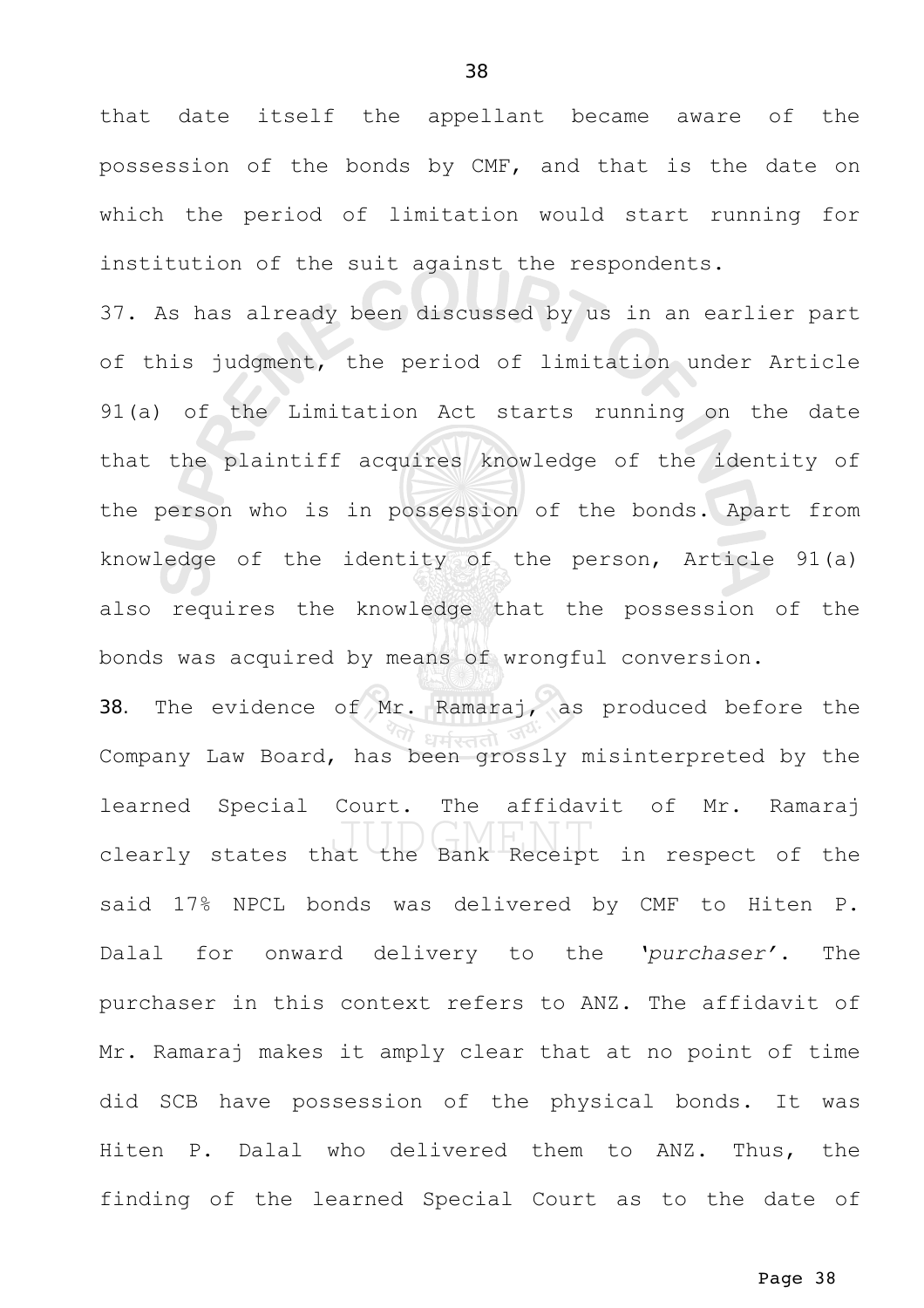that date itself the appellant became aware of the possession of the bonds by CMF, and that is the date on which the period of limitation would start running for institution of the suit against the respondents.

37. As has already been discussed by us in an earlier part of this judgment, the period of limitation under Article 91(a) of the Limitation Act starts running on the date that the plaintiff acquires knowledge of the identity of the person who is in possession of the bonds. Apart from knowledge of the identity of the person, Article 91(a) also requires the knowledge that the possession of the bonds was acquired by means of wrongful conversion.

**38**. The evidence of Mr. Ramaraj, as produced before the Company Law Board, has been grossly misinterpreted by the learned Special Court. The affidavit of Mr. Ramaraj clearly states that the Bank Receipt in respect of the said 17% NPCL bonds was delivered by CMF to Hiten P. Dalal for onward delivery to the '*purchaser*'. The purchaser in this context refers to ANZ. The affidavit of Mr. Ramaraj makes it amply clear that at no point of time did SCB have possession of the physical bonds. It was Hiten P. Dalal who delivered them to ANZ. Thus, the finding of the learned Special Court as to the date of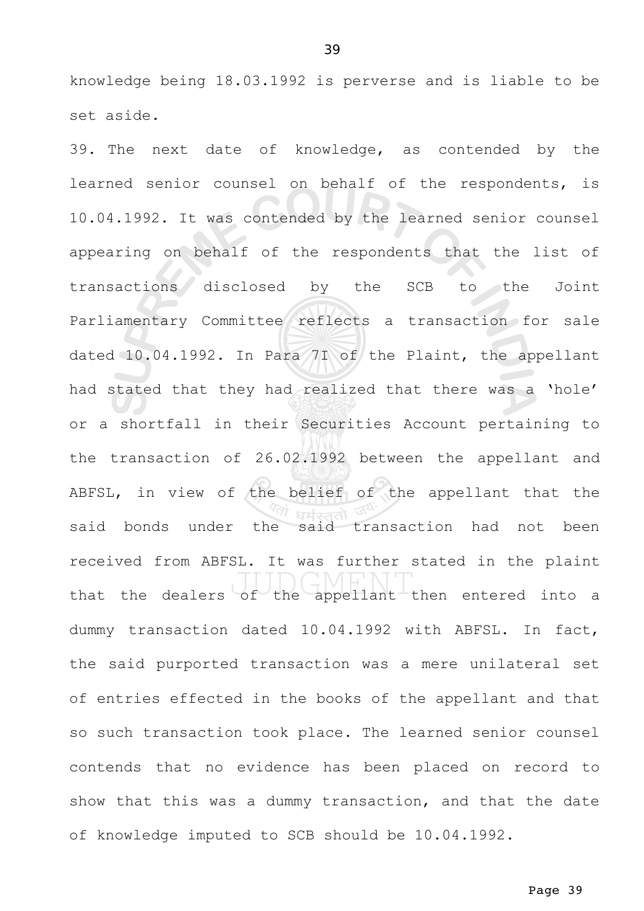knowledge being 18.03.1992 is perverse and is liable to be set aside.

39. The next date of knowledge, as contended by the learned senior counsel on behalf of the respondents, is 10.04.1992. It was contended by the learned senior counsel appearing on behalf of the respondents that the list of transactions disclosed by the SCB to the Joint Parliamentary Committee reflects a transaction for sale dated 10.04.1992. In Para 7I of the Plaint, the appellant had stated that they had realized that there was a 'hole' or a shortfall in their Securities Account pertaining to the transaction of 26.02.1992 between the appellant and ABFSL, in view of the belief of the appellant that the said bonds under the said transaction had not been received from ABFSL. It was further stated in the plaint that the dealers of the appellant then entered into a dummy transaction dated 10.04.1992 with ABFSL. In fact, the said purported transaction was a mere unilateral set of entries effected in the books of the appellant and that so such transaction took place. The learned senior counsel contends that no evidence has been placed on record to show that this was a dummy transaction, and that the date of knowledge imputed to SCB should be 10.04.1992.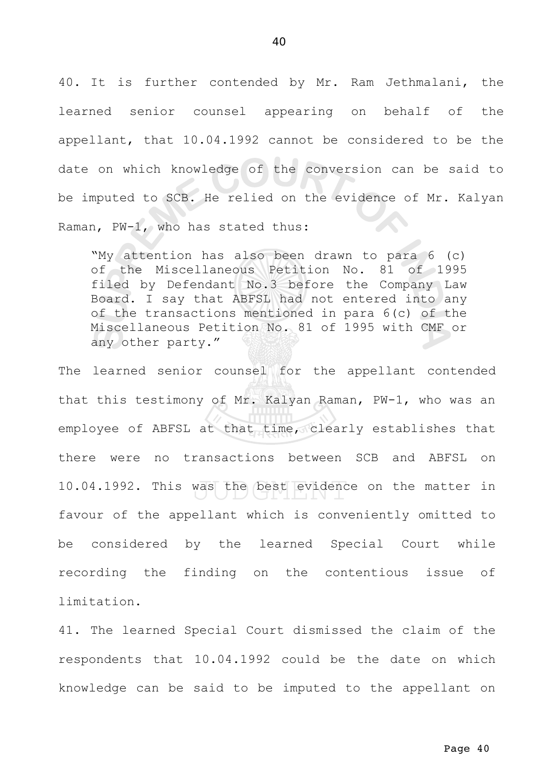40. It is further contended by Mr. Ram Jethmalani, the learned senior counsel appearing on behalf of the appellant, that 10.04.1992 cannot be considered to be the date on which knowledge of the conversion can be said to be imputed to SCB. He relied on the evidence of Mr. Kalyan Raman, PW-1, who has stated thus:

> "My attention has also been drawn to para 6 (c) of the Miscellaneous Petition No. 81 of 1995 filed by Defendant No.3 before the Company Law Board. I say that ABFSL had not entered into any of the transactions mentioned in para 6(c) of the Miscellaneous Petition No. 81 of 1995 with CMF or any other party."

The learned senior counsel for the appellant contended that this testimony of Mr. Kalyan Raman, PW-1, who was an employee of ABFSL at that time, clearly establishes that there were no transactions between SCB and ABFSL on 10.04.1992. This was the best evidence on the matter in favour of the appellant which is conveniently omitted to be considered by the learned Special Court while recording the finding on the contentious issue of limitation.

41. The learned Special Court dismissed the claim of the respondents that 10.04.1992 could be the date on which knowledge can be said to be imputed to the appellant on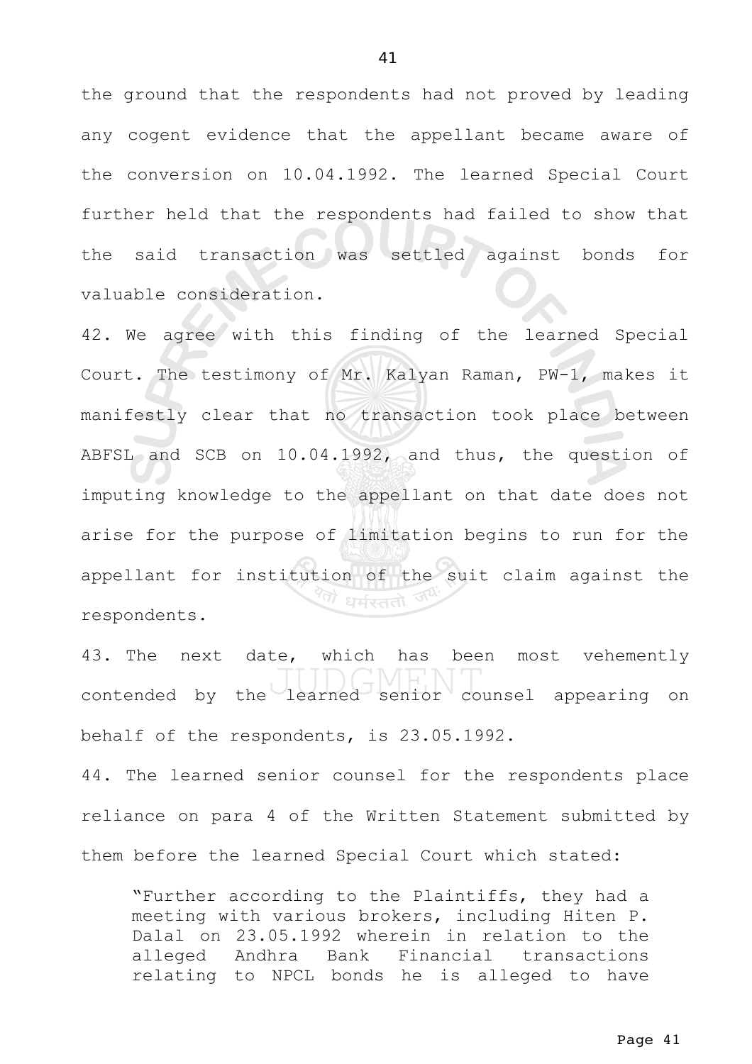the ground that the respondents had not proved by leading any cogent evidence that the appellant became aware of the conversion on 10.04.1992. The learned Special Court further held that the respondents had failed to show that the said transaction was settled against bonds for valuable consideration.

42. We agree with this finding of the learned Special Court. The testimony of Mr. Kalyan Raman, PW-1, makes it manifestly clear that no transaction took place between ABFSL and SCB on 10.04.1992, and thus, the question of imputing knowledge to the appellant on that date does not arise for the purpose of limitation begins to run for the appellant for institution of the suit claim against the respondents.

43. The next date, which has been most vehemently contended by the learned senior counsel appearing on behalf of the respondents, is 23.05.1992.

44. The learned senior counsel for the respondents place reliance on para 4 of the Written Statement submitted by them before the learned Special Court which stated:

> "Further according to the Plaintiffs, they had a meeting with various brokers, including Hiten P. Dalal on 23.05.1992 wherein in relation to the alleged Andhra Bank Financial transactions relating to NPCL bonds he is alleged to have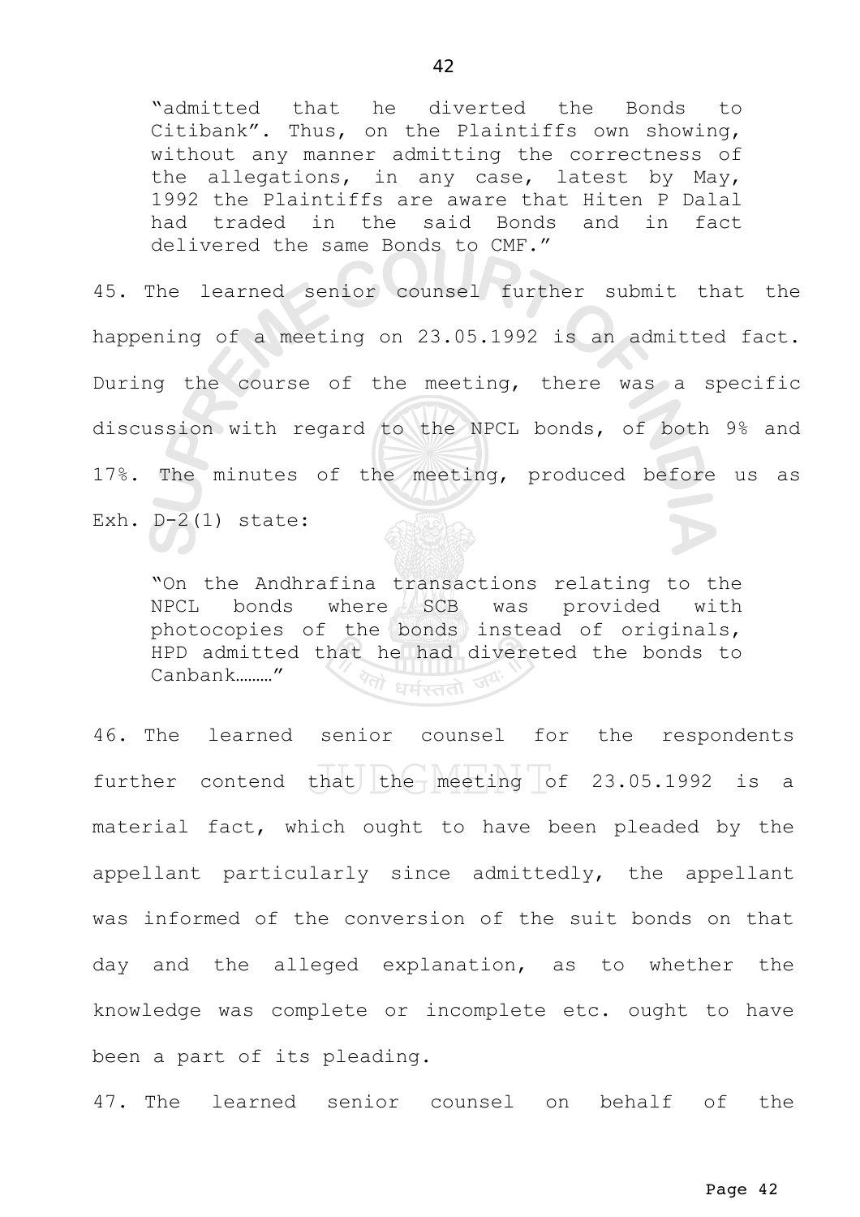> "admitted that he diverted the Bonds to Citibank". Thus, on the Plaintiffs own showing, without any manner admitting the correctness of the allegations, in any case, latest by May, 1992 the Plaintiffs are aware that Hiten P Dalal had traded in the said Bonds and in fact delivered the same Bonds to CMF."

45. The learned senior counsel further submit that the happening of a meeting on 23.05.1992 is an admitted fact. During the course of the meeting, there was a specific discussion with regard to the NPCL bonds, of both 9% and 17%. The minutes of the meeting, produced before us as Exh. D-2(1) state:

> "On the Andhrafina transactions relating to the NPCL bonds where SCB was provided with photocopies of the bonds instead of originals, HPD admitted that he had divereted the bonds to Canbank………"

46. The learned senior counsel for the respondents further contend that the meeting of 23.05.1992 is a material fact, which ought to have been pleaded by the appellant particularly since admittedly, the appellant was informed of the conversion of the suit bonds on that day and the alleged explanation, as to whether the knowledge was complete or incomplete etc. ought to have been a part of its pleading.

47. The learned senior counsel on behalf of the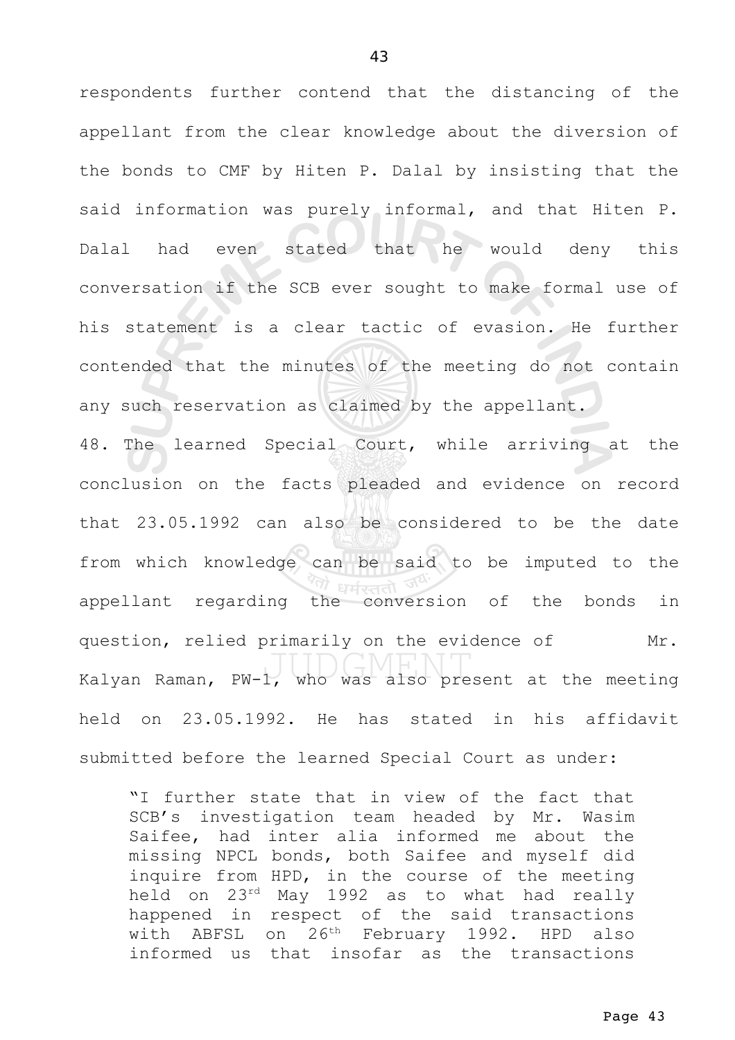respondents further contend that the distancing of the appellant from the clear knowledge about the diversion of the bonds to CMF by Hiten P. Dalal by insisting that the said information was purely informal, and that Hiten P. Dalal had even stated that he would deny this conversation if the SCB ever sought to make formal use of his statement is a clear tactic of evasion. He further contended that the minutes of the meeting do not contain any such reservation as claimed by the appellant.

48. The learned Special Court, while arriving at the conclusion on the facts pleaded and evidence on record that 23.05.1992 can also be considered to be the date from which knowledge can be said to be imputed to the appellant regarding the conversion of the bonds in question, relied primarily on the evidence of Mr. Kalyan Raman, PW-1, who was also present at the meeting held on 23.05.1992. He has stated in his affidavit submitted before the learned Special Court as under:

> "I further state that in view of the fact that SCB's investigation team headed by Mr. Wasim Saifee, had inter alia informed me about the missing NPCL bonds, both Saifee and myself did inquire from HPD, in the course of the meeting held on 23rd May 1992 as to what had really happened in respect of the said transactions with ABFSL on 26th February 1992. HPD also informed us that insofar as the transactions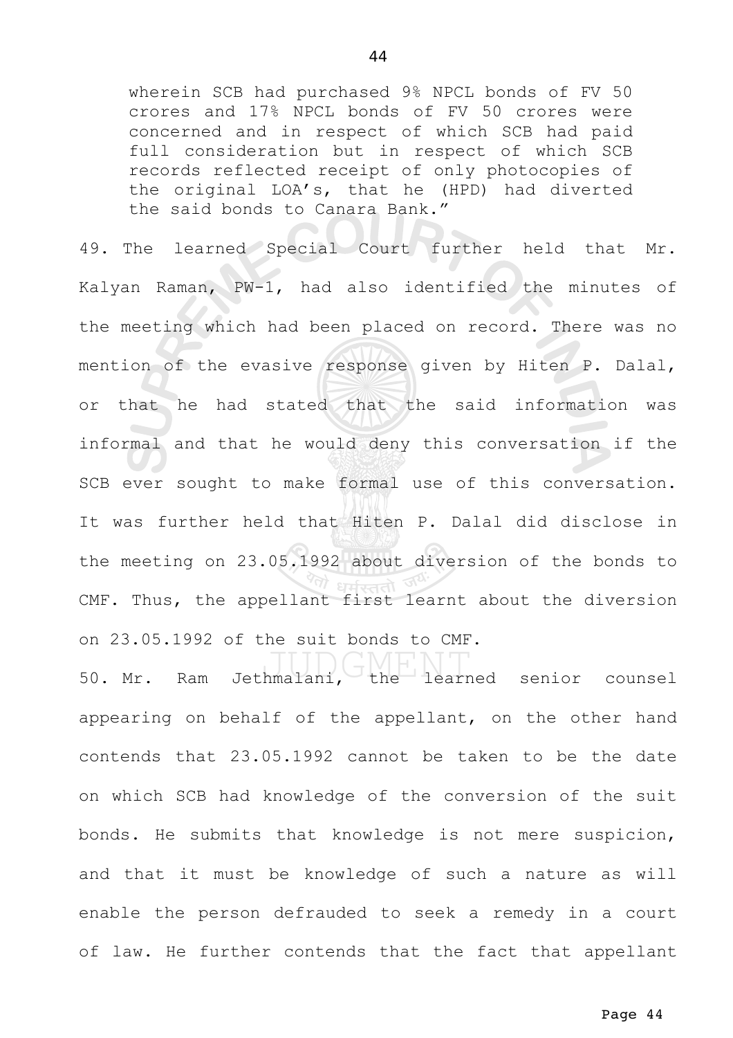wherein SCB had purchased 9% NPCL bonds of FV 50 crores and 17% NPCL bonds of FV 50 crores were concerned and in respect of which SCB had paid full consideration but in respect of which SCB records reflected receipt of only photocopies of the original LOA's, that he (HPD) had diverted the said bonds to Canara Bank."

49. The learned Special Court further held that Mr. Kalyan Raman, PW-1, had also identified the minutes of the meeting which had been placed on record. There was no mention of the evasive response given by Hiten P. Dalal, or that he had stated that the said information was informal and that he would deny this conversation if the SCB ever sought to make formal use of this conversation. It was further held that Hiten P. Dalal did disclose in the meeting on 23.05.1992 about diversion of the bonds to CMF. Thus, the appellant first learnt about the diversion on 23.05.1992 of the suit bonds to CMF.

50. Mr. Ram Jethmalani, the learned senior counsel appearing on behalf of the appellant, on the other hand contends that 23.05.1992 cannot be taken to be the date on which SCB had knowledge of the conversion of the suit bonds. He submits that knowledge is not mere suspicion, and that it must be knowledge of such a nature as will enable the person defrauded to seek a remedy in a court of law. He further contends that the fact that appellant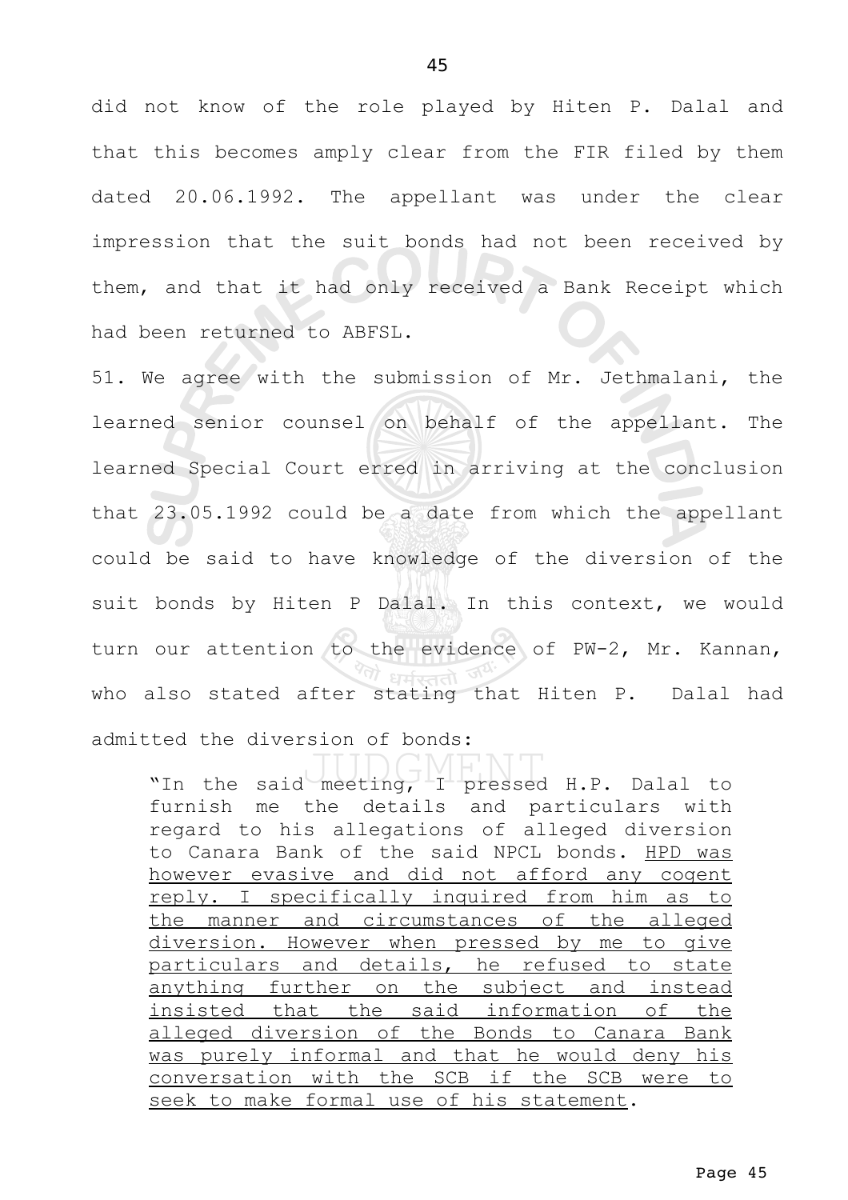did not know of the role played by Hiten P. Dalal and that this becomes amply clear from the FIR filed by them dated 20.06.1992. The appellant was under the clear impression that the suit bonds had not been received by them, and that it had only received a Bank Receipt which had been returned to ABFSL.

51. We agree with the submission of Mr. Jethmalani, the learned senior counsel on behalf of the appellant. The learned Special Court erred in arriving at the conclusion that 23.05.1992 could be a date from which the appellant could be said to have knowledge of the diversion of the suit bonds by Hiten P Dalal. In this context, we would turn our attention to the evidence of PW-2, Mr. Kannan, who also stated after stating that Hiten P. Dalal had admitted the diversion of bonds:

> "In the said meeting, I pressed H.P. Dalal to furnish me the details and particulars with regard to his allegations of alleged diversion to Canara Bank of the said NPCL bonds. <u>HPD was however evasive and did not afford any cogent reply. I specifically inquired from him as to the manner and circumstances of the alleged diversion. However when pressed by me to give particulars and details, he refused to state anything further on the subject and instead insisted that the said information of the alleged diversion of the Bonds to Canara Bank was purely informal and that he would deny his conversation with the SCB if the SCB were to seek to make formal use of his statement</u>.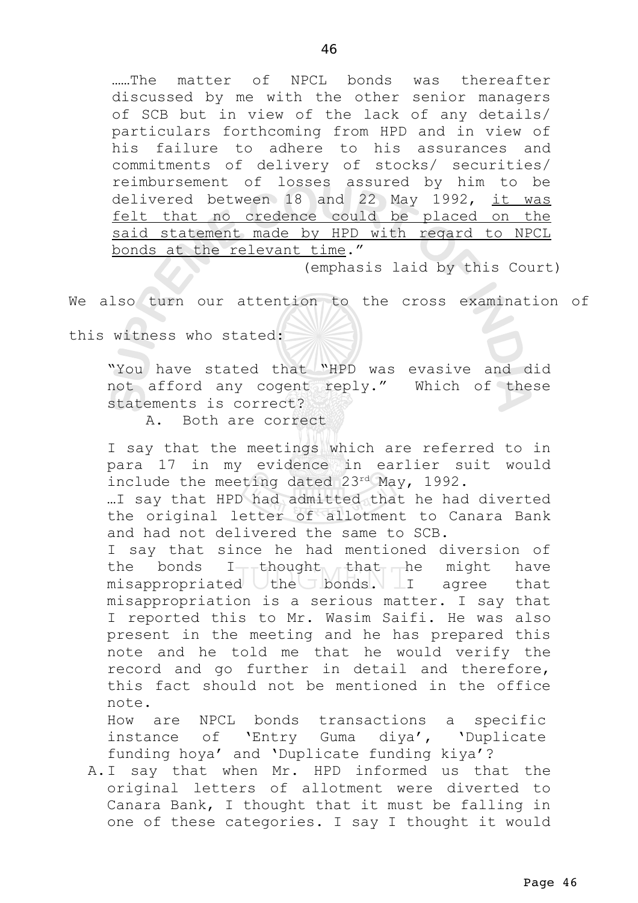>……The matter of NPCL bonds was thereafter discussed by me with the other senior managers of SCB but in view of the lack of any details/ particulars forthcoming from HPD and in view of his failure to adhere to his assurances and commitments of delivery of stocks/ securities/ reimbursement of losses assured by him to be delivered between 18 and 22 May 1992, <u>it was felt that no credence could be placed on the said statement made by HPD with regard to NPCL bonds at the relevant time</u>."
>
> (emphasis laid by this Court)

We also turn our attention to the cross examination of this witness who stated:

> "You have stated that "HPD was evasive and did not afford any cogent reply." Which of these statements is correct?
>
> A. Both are correct
>
> I say that the meetings which are referred to in para 17 in my evidence in earlier suit would include the meeting dated 23rd May, 1992.
>
> …I say that HPD had admitted that he had diverted the original letter of allotment to Canara Bank and had not delivered the same to SCB.
>
> I say that since he had mentioned diversion of the bonds I thought that he might have misappropriated the bonds. I agree that misappropriation is a serious matter. I say that I reported this to Mr. Wasim Saifi. He was also present in the meeting and he has prepared this note and he told me that he would verify the record and go further in detail and therefore, this fact should not be mentioned in the office note.
>
> How are NPCL bonds transactions a specific instance of 'Entry Guma diya', 'Duplicate funding hoya' and 'Duplicate funding kiya'?
>
> A. I say that when Mr. HPD informed us that the original letters of allotment were diverted to Canara Bank, I thought that it must be falling in one of these categories. I say I thought it would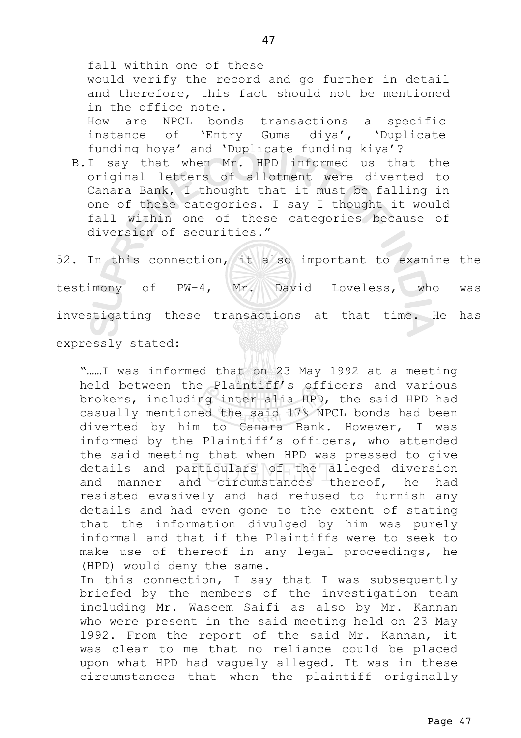fall within one of these
would verify the record and go further in detail and therefore, this fact should not be mentioned in the office note.
How are NPCL bonds transactions a specific instance of 'Entry Guma diya', 'Duplicate funding hoya' and 'Duplicate funding kiya'?

B. I say that when Mr. HPD informed us that the original letters of allotment were diverted to Canara Bank, I thought that it must be falling in one of these categories. I say I thought it would fall within one of these categories because of diversion of securities."

52. In this connection, it also important to examine the testimony of PW-4, Mr. David Loveless, who was investigating these transactions at that time. He has expressly stated:

> "……I was informed that on 23 May 1992 at a meeting held between the Plaintiff's officers and various brokers, including inter alia HPD, the said HPD had casually mentioned the said 17% NPCL bonds had been diverted by him to Canara Bank. However, I was informed by the Plaintiff's officers, who attended the said meeting that when HPD was pressed to give details and particulars of the alleged diversion and manner and circumstances thereof, he had resisted evasively and had refused to furnish any details and had even gone to the extent of stating that the information divulged by him was purely informal and that if the Plaintiffs were to seek to make use of thereof in any legal proceedings, he (HPD) would deny the same.
>
> In this connection, I say that I was subsequently briefed by the members of the investigation team including Mr. Waseem Saifi as also by Mr. Kannan who were present in the said meeting held on 23 May 1992. From the report of the said Mr. Kannan, it was clear to me that no reliance could be placed upon what HPD had vaguely alleged. It was in these circumstances that when the plaintiff originally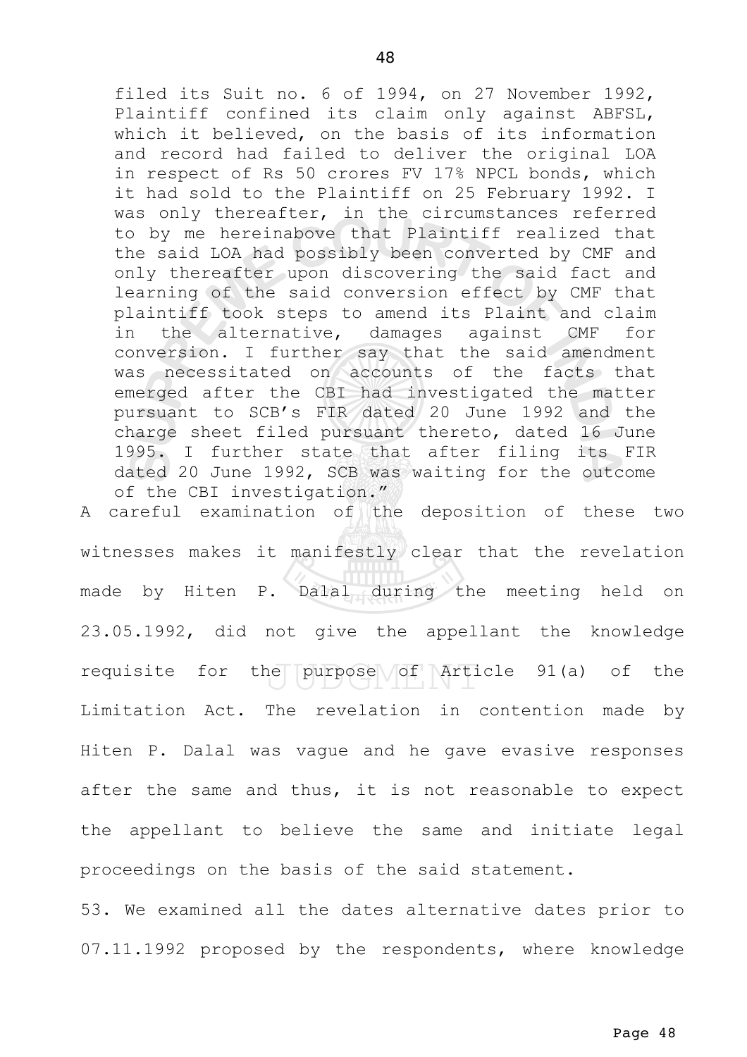> filed its Suit no. 6 of 1994, on 27 November 1992, Plaintiff confined its claim only against ABFSL, which it believed, on the basis of its information and record had failed to deliver the original LOA in respect of Rs 50 crores FV 17% NPCL bonds, which it had sold to the Plaintiff on 25 February 1992. I was only thereafter, in the circumstances referred to by me hereinabove that Plaintiff realized that the said LOA had possibly been converted by CMF and only thereafter upon discovering the said fact and learning of the said conversion effect by CMF that plaintiff took steps to amend its Plaint and claim in the alternative, damages against CMF for conversion. I further say that the said amendment was necessitated on accounts of the facts that emerged after the CBI had investigated the matter pursuant to SCB's FIR dated 20 June 1992 and the charge sheet filed pursuant thereto, dated 16 June 1995. I further state that after filing its FIR dated 20 June 1992, SCB was waiting for the outcome of the CBI investigation."

A careful examination of the deposition of these two witnesses makes it manifestly clear that the revelation made by Hiten P. Dalal during the meeting held on 23.05.1992, did not give the appellant the knowledge requisite for the purpose of Article 91(a) of the Limitation Act. The revelation in contention made by Hiten P. Dalal was vague and he gave evasive responses after the same and thus, it is not reasonable to expect the appellant to believe the same and initiate legal proceedings on the basis of the said statement.

53. We examined all the dates alternative dates prior to 07.11.1992 proposed by the respondents, where knowledge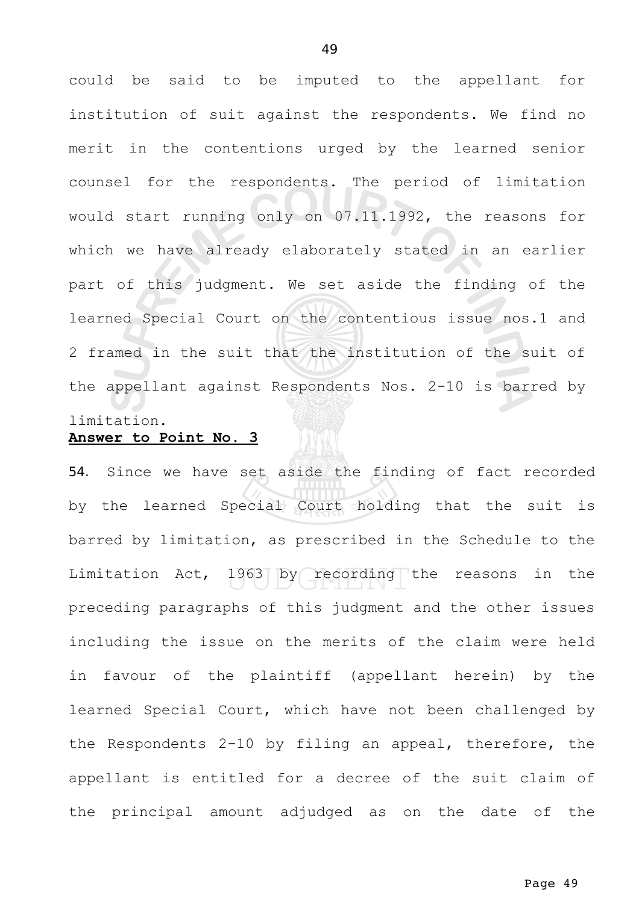could be said to be imputed to the appellant for institution of suit against the respondents. We find no merit in the contentions urged by the learned senior counsel for the respondents. The period of limitation would start running only on 07.11.1992, the reasons for which we have already elaborately stated in an earlier part of this judgment. We set aside the finding of the learned Special Court on the contentious issue nos.1 and 2 framed in the suit that the institution of the suit of the appellant against Respondents Nos. 2-10 is barred by limitation.

**Answer to Point No. 3**

**54**. Since we have set aside the finding of fact recorded by the learned Special Court holding that the suit is barred by limitation, as prescribed in the Schedule to the Limitation Act, 1963 by recording the reasons in the preceding paragraphs of this judgment and the other issues including the issue on the merits of the claim were held in favour of the plaintiff (appellant herein) by the learned Special Court, which have not been challenged by the Respondents 2-10 by filing an appeal, therefore, the appellant is entitled for a decree of the suit claim of the principal amount adjudged as on the date of the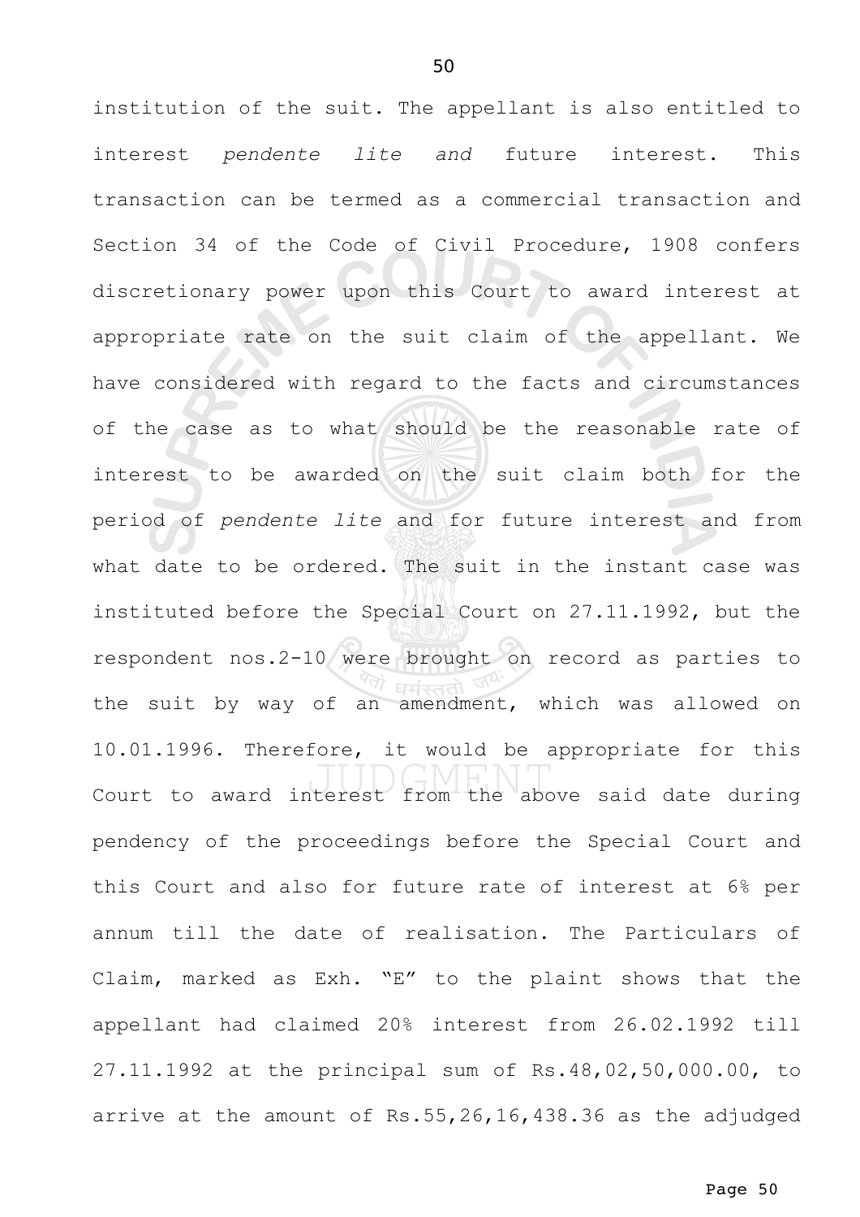institution of the suit. The appellant is also entitled to interest *pendente lite and* future interest. This transaction can be termed as a commercial transaction and Section 34 of the Code of Civil Procedure, 1908 confers discretionary power upon this Court to award interest at appropriate rate on the suit claim of the appellant. We have considered with regard to the facts and circumstances of the case as to what should be the reasonable rate of interest to be awarded on the suit claim both for the period of *pendente lite* and for future interest and from what date to be ordered. The suit in the instant case was instituted before the Special Court on 27.11.1992, but the respondent nos.2-10 were brought on record as parties to the suit by way of an amendment, which was allowed on 10.01.1996. Therefore, it would be appropriate for this Court to award interest from the above said date during pendency of the proceedings before the Special Court and this Court and also for future rate of interest at 6% per annum till the date of realisation. The Particulars of Claim, marked as Exh. "E" to the plaint shows that the appellant had claimed 20% interest from 26.02.1992 till 27.11.1992 at the principal sum of Rs.48,02,50,000.00, to arrive at the amount of Rs.55,26,16,438.36 as the adjudged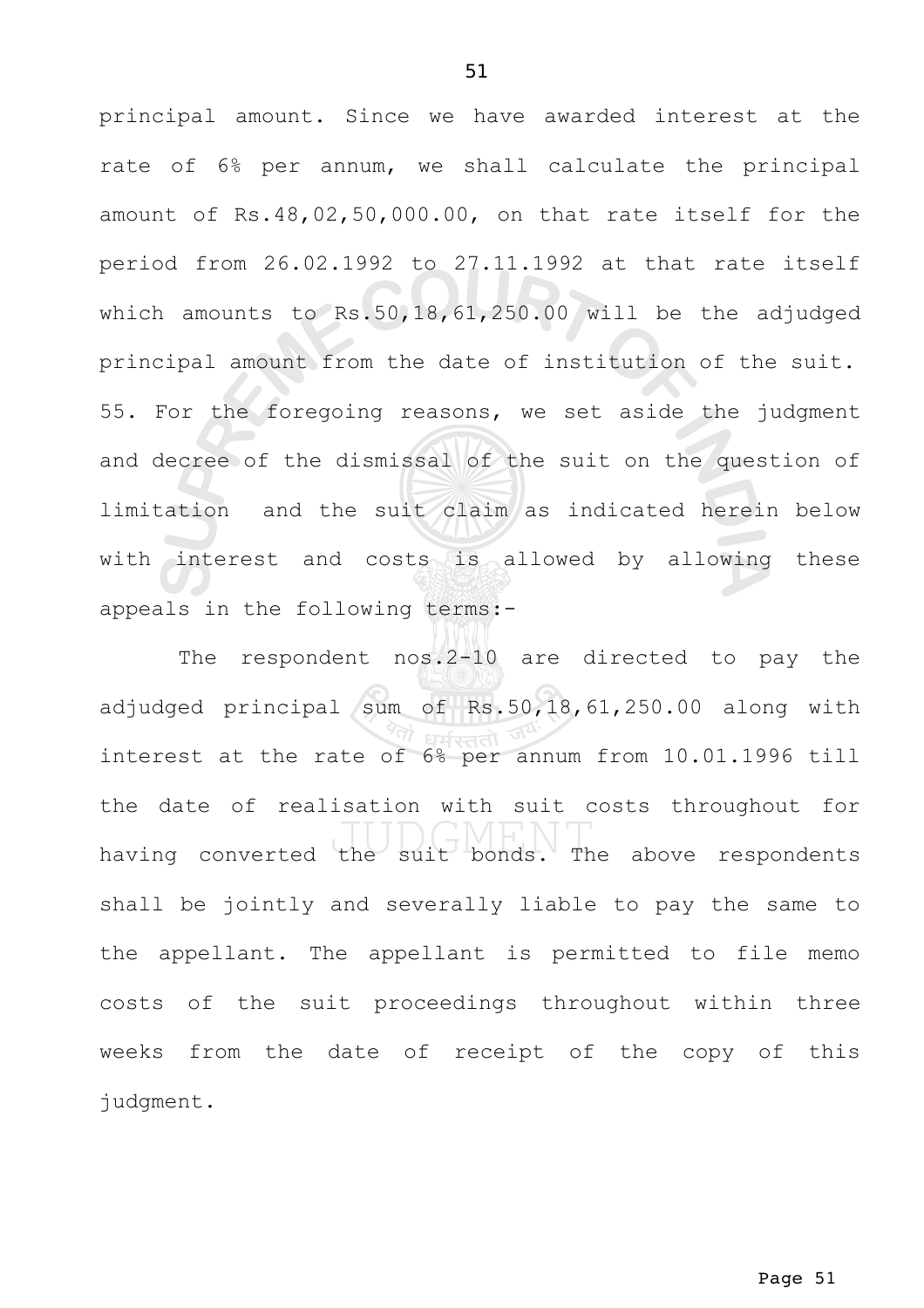principal amount. Since we have awarded interest at the rate of 6% per annum, we shall calculate the principal amount of Rs.48,02,50,000.00, on that rate itself for the period from 26.02.1992 to 27.11.1992 at that rate itself which amounts to Rs.50,18,61,250.00 will be the adjudged principal amount from the date of institution of the suit.

55. For the foregoing reasons, we set aside the judgment and decree of the dismissal of the suit on the question of limitation and the suit claim as indicated herein below with interest and costs is allowed by allowing these appeals in the following terms:-

The respondent nos.2-10 are directed to pay the adjudged principal sum of Rs.50,18,61,250.00 along with interest at the rate of 6% per annum from 10.01.1996 till the date of realisation with suit costs throughout for having converted the suit bonds. The above respondents shall be jointly and severally liable to pay the same to the appellant. The appellant is permitted to file memo costs of the suit proceedings throughout within three weeks from the date of receipt of the copy of this judgment.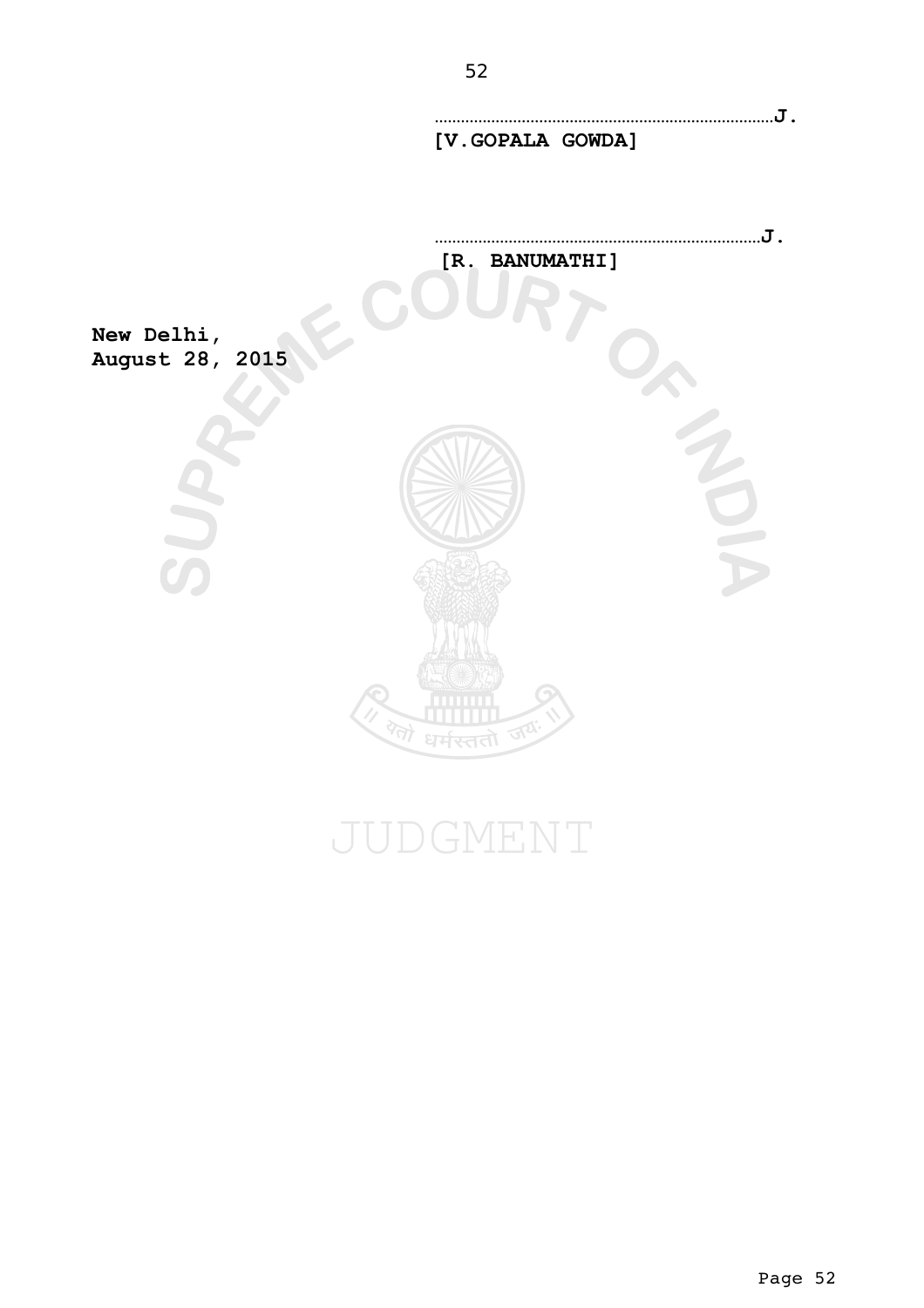……………………………………………………………………J.
**[V.GOPALA GOWDA]**

…………………………………………………………………J.
**[R. BANUMATHI]**

**New Delhi,**
**August 28, 2015**